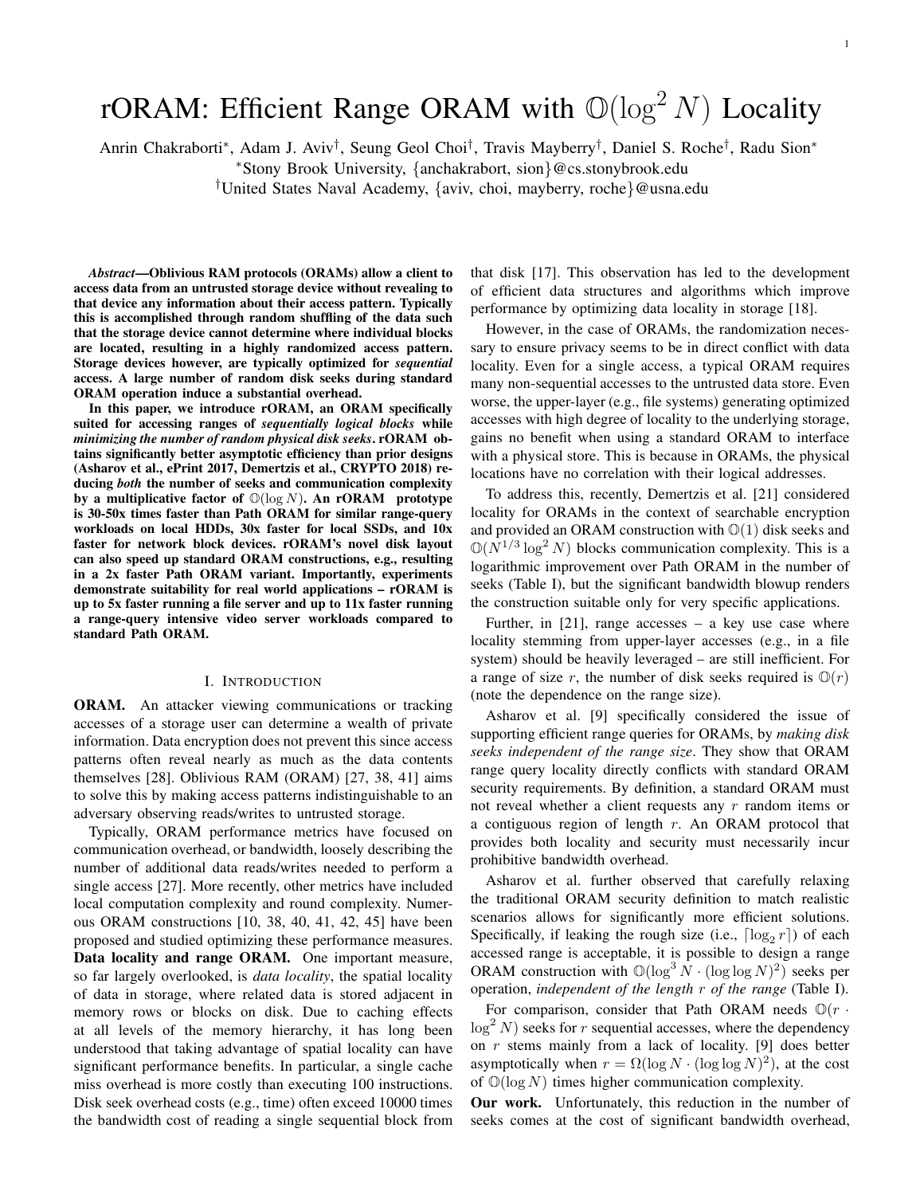# rORAM: Efficient Range ORAM with $\mathbb{O}(\log^2 N)$ Locality

Anrin Chakraborti[*], Adam J. Aviv[†], Seung Geol Choi[†], Travis Mayberry[†], Daniel S. Roche[†], Radu Sion[*]

[*]Stony Brook University, {anchakrabort, sion}@cs.stonybrook.edu

[†]United States Naval Academy, {aviv, choi, mayberry, roche}@usna.edu

***Abstract*—Oblivious RAM protocols (ORAMs) allow a client to access data from an untrusted storage device without revealing to that device any information about their access pattern. Typically this is accomplished through random shuffling of the data such that the storage device cannot determine where individual blocks are located, resulting in a highly randomized access pattern. Storage devices however, are typically optimized for *sequential* access. A large number of random disk seeks during standard ORAM operation induce a substantial overhead.**

**In this paper, we introduce rORAM, an ORAM specifically suited for accessing ranges of *sequentially logical blocks* while *minimizing the number of random physical disk seeks*. rORAM obtains significantly better asymptotic efficiency than prior designs (Asharov et al., ePrint 2017, Demertzis et al., CRYPTO 2018) reducing *both* the number of seeks and communication complexity by a multiplicative factor of $\mathbb{O}(\log N)$. An rORAM prototype is 30-50x times faster than Path ORAM for similar range-query workloads on local HDDs, 30x faster for local SSDs, and 10x faster for network block devices. rORAM's novel disk layout can also speed up standard ORAM constructions, e.g., resulting in a 2x faster Path ORAM variant. Importantly, experiments demonstrate suitability for real world applications – rORAM is up to 5x faster running a file server and up to 11x faster running a range-query intensive video server workloads compared to standard Path ORAM.**

## I. Introduction

**ORAM.** An attacker viewing communications or tracking accesses of a storage user can determine a wealth of private information. Data encryption does not prevent this since access patterns often reveal nearly as much as the data contents themselves [28]. Oblivious RAM (ORAM) [27, 38, 41] aims to solve this by making access patterns indistinguishable to an adversary observing reads/writes to untrusted storage.

Typically, ORAM performance metrics have focused on communication overhead, or bandwidth, loosely describing the number of additional data reads/writes needed to perform a single access [27]. More recently, other metrics have included local computation complexity and round complexity. Numerous ORAM constructions [10, 38, 40, 41, 42, 45] have been proposed and studied optimizing these performance measures.

**Data locality and range ORAM.** One important measure, so far largely overlooked, is *data locality*, the spatial locality of data in storage, where related data is stored adjacent in memory rows or blocks on disk. Due to caching effects at all levels of the memory hierarchy, it has long been understood that taking advantage of spatial locality can have significant performance benefits. In particular, a single cache miss overhead is more costly than executing 100 instructions. Disk seek overhead costs (e.g., time) often exceed 10000 times the bandwidth cost of reading a single sequential block from that disk [17]. This observation has led to the development of efficient data structures and algorithms which improve performance by optimizing data locality in storage [18].

However, in the case of ORAMs, the randomization necessary to ensure privacy seems to be in direct conflict with data locality. Even for a single access, a typical ORAM requires many non-sequential accesses to the untrusted data store. Even worse, the upper-layer (e.g., file systems) generating optimized accesses with high degree of locality to the underlying storage, gains no benefit when using a standard ORAM to interface with a physical store. This is because in ORAMs, the physical locations have no correlation with their logical addresses.

To address this, recently, Demertzis et al. [21] considered locality for ORAMs in the context of searchable encryption and provided an ORAM construction with $\mathbb{O}(1)$ disk seeks and $\mathbb{O}(N^{1/3} \log^2 N)$ blocks communication complexity. This is a logarithmic improvement over Path ORAM in the number of seeks (Table I), but the significant bandwidth blowup renders the construction suitable only for very specific applications.

Further, in [21], range accesses – a key use case where locality stemming from upper-layer accesses (e.g., in a file system) should be heavily leveraged – are still inefficient. For a range of size $r$, the number of disk seeks required is $\mathbb{O}(r)$ (note the dependence on the range size).

Asharov et al. [9] specifically considered the issue of supporting efficient range queries for ORAMs, by *making disk seeks independent of the range size*. They show that ORAM range query locality directly conflicts with standard ORAM security requirements. By definition, a standard ORAM must not reveal whether a client requests any $r$ random items or a contiguous region of length $r$. An ORAM protocol that provides both locality and security must necessarily incur prohibitive bandwidth overhead.

Asharov et al. further observed that carefully relaxing the traditional ORAM security definition to match realistic scenarios allows for significantly more efficient solutions. Specifically, if leaking the rough size (i.e., $\lceil \log_2 r \rceil$) of each accessed range is acceptable, it is possible to design a range ORAM construction with $\mathbb{O}(\log^3 N \cdot (\log \log N)^2)$ seeks per operation, *independent of the length $r$ of the range* (Table I).

For comparison, consider that Path ORAM needs $\mathbb{O}(r \cdot \log^2 N)$ seeks for $r$ sequential accesses, where the dependency on $r$ stems mainly from a lack of locality. [9] does better asymptotically when $r = \Omega(\log N \cdot (\log \log N)^2)$, at the cost of $\mathbb{O}(\log N)$ times higher communication complexity.

**Our work.** Unfortunately, this reduction in the number of seeks comes at the cost of significant bandwidth overhead,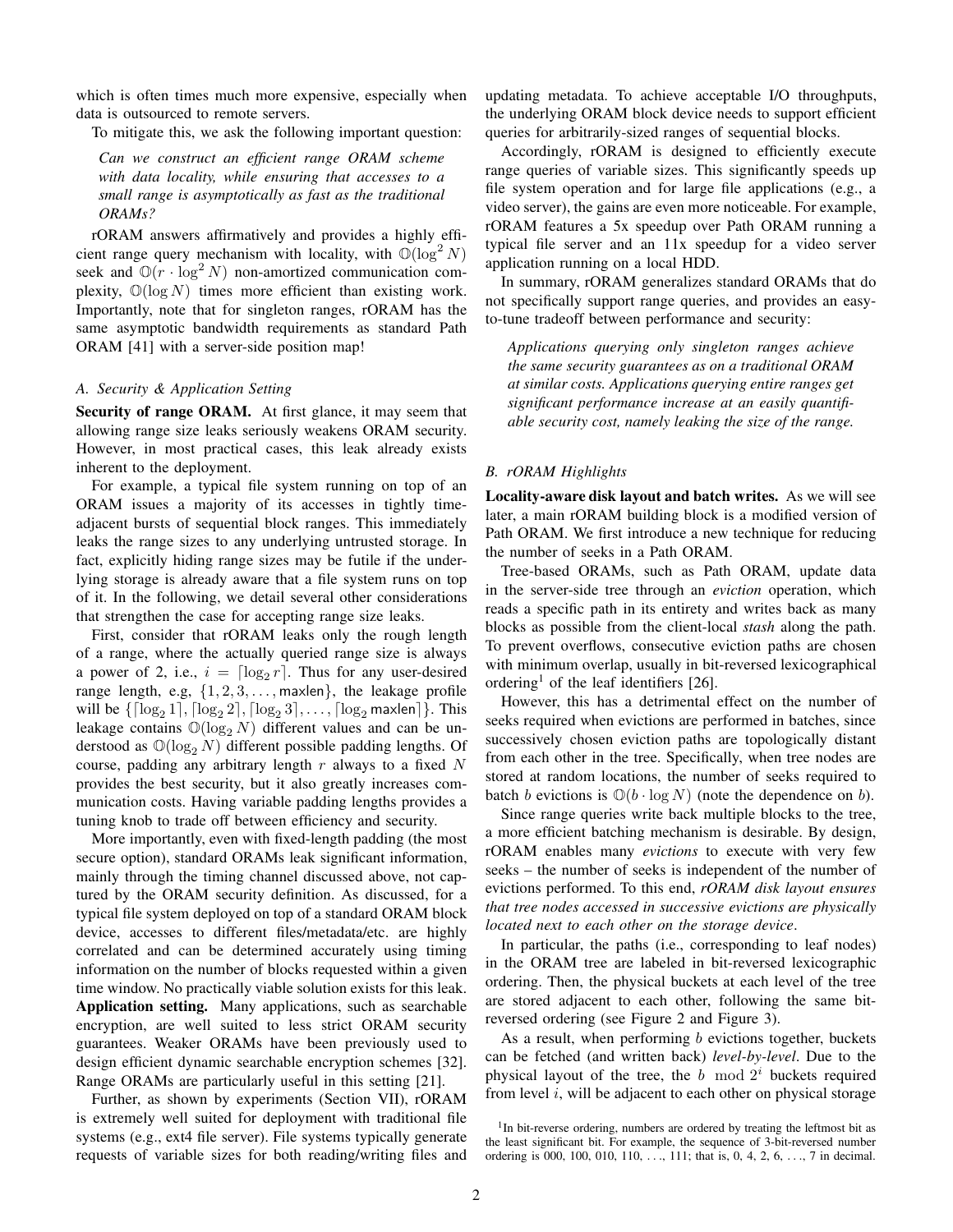which is often times much more expensive, especially when data is outsourced to remote servers.

To mitigate this, we ask the following important question:

*Can we construct an efficient range ORAM scheme with data locality, while ensuring that accesses to a small range is asymptotically as fast as the traditional ORAMs?*

rORAM answers affirmatively and provides a highly efficient range query mechanism with locality, with $\mathbb{O}(\log^2 N)$ seek and $\mathbb{O}(r \cdot \log^2 N)$ non-amortized communication complexity, $\mathbb{O}(\log N)$ times more efficient than existing work. Importantly, note that for singleton ranges, rORAM has the same asymptotic bandwidth requirements as standard Path ORAM [41] with a server-side position map!

### A. Security & Application Setting

**Security of range ORAM.** At first glance, it may seem that allowing range size leaks seriously weakens ORAM security. However, in most practical cases, this leak already exists inherent to the deployment.

For example, a typical file system running on top of an ORAM issues a majority of its accesses in tightly time-adjacent bursts of sequential block ranges. This immediately leaks the range sizes to any underlying untrusted storage. In fact, explicitly hiding range sizes may be futile if the underlying storage is already aware that a file system runs on top of it. In the following, we detail several other considerations that strengthen the case for accepting range size leaks.

First, consider that rORAM leaks only the rough length of a range, where the actually queried range size is always a power of 2, i.e., $i = \lceil \log_2 r \rceil$. Thus for any user-desired range length, e.g, $\{1, 2, 3, \ldots, \mathsf{maxlen}\}$, the leakage profile will be $\{\lceil \log_2 1 \rceil, \lceil \log_2 2 \rceil, \lceil \log_2 3 \rceil, \ldots, \lceil \log_2 \mathsf{maxlen} \rceil\}$. This leakage contains $\mathbb{O}(\log_2 N)$ different values and can be understood as $\mathbb{O}(\log_2 N)$ different possible padding lengths. Of course, padding any arbitrary length $r$ always to a fixed $N$ provides the best security, but it also greatly increases communication costs. Having variable padding lengths provides a tuning knob to trade off between efficiency and security.

More importantly, even with fixed-length padding (the most secure option), standard ORAMs leak significant information, mainly through the timing channel discussed above, not captured by the ORAM security definition. As discussed, for a typical file system deployed on top of a standard ORAM block device, accesses to different files/metadata/etc. are highly correlated and can be determined accurately using timing information on the number of blocks requested within a given time window. No practically viable solution exists for this leak.

**Application setting.** Many applications, such as searchable encryption, are well suited to less strict ORAM security guarantees. Weaker ORAMs have been previously used to design efficient dynamic searchable encryption schemes [32]. Range ORAMs are particularly useful in this setting [21].

Further, as shown by experiments (Section VII), rORAM is extremely well suited for deployment with traditional file systems (e.g., ext4 file server). File systems typically generate requests of variable sizes for both reading/writing files and updating metadata. To achieve acceptable I/O throughputs, the underlying ORAM block device needs to support efficient queries for arbitrarily-sized ranges of sequential blocks.

Accordingly, rORAM is designed to efficiently execute range queries of variable sizes. This significantly speeds up file system operation and for large file applications (e.g., a video server), the gains are even more noticeable. For example, rORAM features a 5x speedup over Path ORAM running a typical file server and an 11x speedup for a video server application running on a local HDD.

In summary, rORAM generalizes standard ORAMs that do not specifically support range queries, and provides an easy-to-tune tradeoff between performance and security:

*Applications querying only singleton ranges achieve the same security guarantees as on a traditional ORAM at similar costs. Applications querying entire ranges get significant performance increase at an easily quantifiable security cost, namely leaking the size of the range.*

### B. rORAM Highlights

**Locality-aware disk layout and batch writes.** As we will see later, a main rORAM building block is a modified version of Path ORAM. We first introduce a new technique for reducing the number of seeks in a Path ORAM.

Tree-based ORAMs, such as Path ORAM, update data in the server-side tree through an *eviction* operation, which reads a specific path in its entirety and writes back as many blocks as possible from the client-local *stash* along the path. To prevent overflows, consecutive eviction paths are chosen with minimum overlap, usually in bit-reversed lexicographical ordering[1] of the leaf identifiers [26].

However, this has a detrimental effect on the number of seeks required when evictions are performed in batches, since successively chosen eviction paths are topologically distant from each other in the tree. Specifically, when tree nodes are stored at random locations, the number of seeks required to batch $b$ evictions is $\mathbb{O}(b \cdot \log N)$ (note the dependence on $b$).

Since range queries write back multiple blocks to the tree, a more efficient batching mechanism is desirable. By design, rORAM enables many *evictions* to execute with very few seeks – the number of seeks is independent of the number of evictions performed. To this end, *rORAM disk layout ensures that tree nodes accessed in successive evictions are physically located next to each other on the storage device*.

In particular, the paths (i.e., corresponding to leaf nodes) in the ORAM tree are labeled in bit-reversed lexicographic ordering. Then, the physical buckets at each level of the tree are stored adjacent to each other, following the same bit-reversed ordering (see Figure 2 and Figure 3).

As a result, when performing $b$ evictions together, buckets can be fetched (and written back) *level-by-level*. Due to the physical layout of the tree, the $b \mod 2^i$ buckets required from level $i$, will be adjacent to each other on physical storage

[1] In bit-reverse ordering, numbers are ordered by treating the leftmost bit as the least significant bit. For example, the sequence of 3-bit-reversed number ordering is 000, 100, 010, 110, . . ., 111; that is, 0, 4, 2, 6, . . ., 7 in decimal.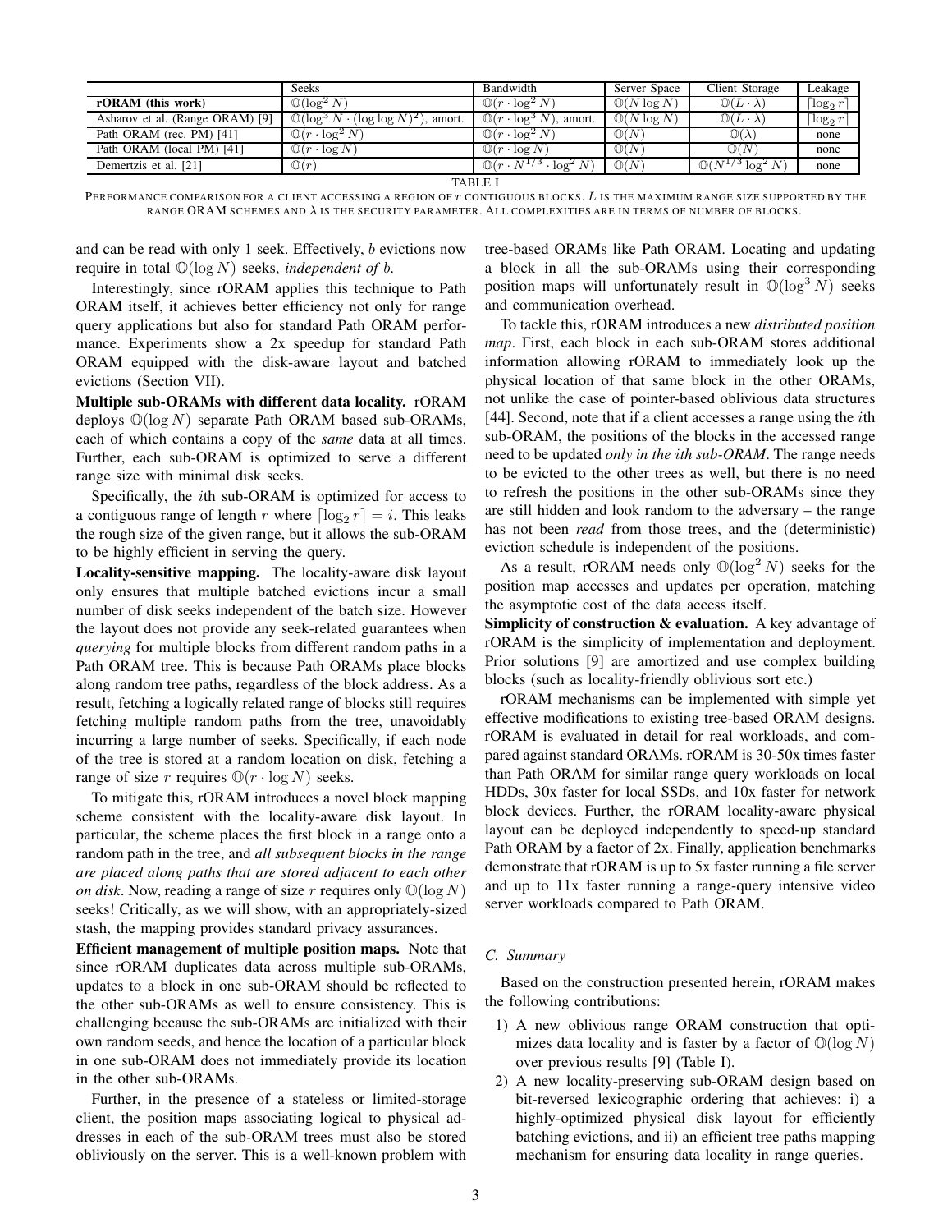| | Seeks | Bandwidth | Server Space | Client Storage | Leakage |
|---|---|---|---|---|---|
| **rORAM (this work)** | $\mathbb{O}(\log^2 N)$ | $\mathbb{O}(r \cdot \log^2 N)$ | $\mathbb{O}(N \log N)$ | $\mathbb{O}(L \cdot \lambda)$ | $\lceil \log_2 r \rceil$ |
| Asharov et al. (Range ORAM) [9] | $\mathbb{O}(\log^3 N \cdot (\log \log N)^2)$, amort. | $\mathbb{O}(r \cdot \log^3 N)$, amort. | $\mathbb{O}(N \log N)$ | $\mathbb{O}(L \cdot \lambda)$ | $\lceil \log_2 r \rceil$ |
| Path ORAM (rec. PM) [41] | $\mathbb{O}(r \cdot \log^2 N)$ | $\mathbb{O}(r \cdot \log^2 N)$ | $\mathbb{O}(N)$ | $\mathbb{O}(\lambda)$ | none |
| Path ORAM (local PM) [41] | $\mathbb{O}(r \cdot \log N)$ | $\mathbb{O}(r \cdot \log N)$ | $\mathbb{O}(N)$ | $\mathbb{O}(N)$ | none |
| Demertzis et al. [21] | $\mathbb{O}(r)$ | $\mathbb{O}(r \cdot N^{1/3} \cdot \log^2 N)$ | $\mathbb{O}(N)$ | $\mathbb{O}(N^{1/3} \log^2 N)$ | none |

TABLE I

PERFORMANCE COMPARISON FOR A CLIENT ACCESSING A REGION OF $r$ CONTIGUOUS BLOCKS. $L$ IS THE MAXIMUM RANGE SIZE SUPPORTED BY THE RANGE ORAM SCHEMES AND $\lambda$ IS THE SECURITY PARAMETER. ALL COMPLEXITIES ARE IN TERMS OF NUMBER OF BLOCKS.

and can be read with only 1 seek. Effectively, $b$ evictions now require in total $\mathbb{O}(\log N)$ seeks, *independent of* $b$.

Interestingly, since rORAM applies this technique to Path ORAM itself, it achieves better efficiency not only for range query applications but also for standard Path ORAM performance. Experiments show a 2x speedup for standard Path ORAM equipped with the disk-aware layout and batched evictions (Section VII).

**Multiple sub-ORAMs with different data locality.** rORAM deploys $\mathbb{O}(\log N)$ separate Path ORAM based sub-ORAMs, each of which contains a copy of the *same* data at all times. Further, each sub-ORAM is optimized to serve a different range size with minimal disk seeks.

Specifically, the $i$th sub-ORAM is optimized for access to a contiguous range of length $r$ where $\lceil \log_2 r \rceil = i$. This leaks the rough size of the given range, but it allows the sub-ORAM to be highly efficient in serving the query.

**Locality-sensitive mapping.** The locality-aware disk layout only ensures that multiple batched evictions incur a small number of disk seeks independent of the batch size. However the layout does not provide any seek-related guarantees when *querying* for multiple blocks from different random paths in a Path ORAM tree. This is because Path ORAMs place blocks along random tree paths, regardless of the block address. As a result, fetching a logically related range of blocks still requires fetching multiple random paths from the tree, unavoidably incurring a large number of seeks. Specifically, if each node of the tree is stored at a random location on disk, fetching a range of size $r$ requires $\mathbb{O}(r \cdot \log N)$ seeks.

To mitigate this, rORAM introduces a novel block mapping scheme consistent with the locality-aware disk layout. In particular, the scheme places the first block in a range onto a random path in the tree, and *all subsequent blocks in the range are placed along paths that are stored adjacent to each other on disk*. Now, reading a range of size $r$ requires only $\mathbb{O}(\log N)$ seeks! Critically, as we will show, with an appropriately-sized stash, the mapping provides standard privacy assurances.

**Efficient management of multiple position maps.** Note that since rORAM duplicates data across multiple sub-ORAMs, updates to a block in one sub-ORAM should be reflected to the other sub-ORAMs as well to ensure consistency. This is challenging because the sub-ORAMs are initialized with their own random seeds, and hence the location of a particular block in one sub-ORAM does not immediately provide its location in the other sub-ORAMs.

Further, in the presence of a stateless or limited-storage client, the position maps associating logical to physical addresses in each of the sub-ORAM trees must also be stored obliviously on the server. This is a well-known problem with tree-based ORAMs like Path ORAM. Locating and updating a block in all the sub-ORAMs using their corresponding position maps will unfortunately result in $\mathbb{O}(\log^3 N)$ seeks and communication overhead.

To tackle this, rORAM introduces a new *distributed position map*. First, each block in each sub-ORAM stores additional information allowing rORAM to immediately look up the physical location of that same block in the other ORAMs, not unlike the case of pointer-based oblivious data structures [44]. Second, note that if a client accesses a range using the $i$th sub-ORAM, the positions of the blocks in the accessed range need to be updated *only in the ith sub-ORAM*. The range needs to be evicted to the other trees as well, but there is no need to refresh the positions in the other sub-ORAMs since they are still hidden and look random to the adversary – the range has not been *read* from those trees, and the (deterministic) eviction schedule is independent of the positions.

As a result, rORAM needs only $\mathbb{O}(\log^2 N)$ seeks for the position map accesses and updates per operation, matching the asymptotic cost of the data access itself.

**Simplicity of construction & evaluation.** A key advantage of rORAM is the simplicity of implementation and deployment. Prior solutions [9] are amortized and use complex building blocks (such as locality-friendly oblivious sort etc.)

rORAM mechanisms can be implemented with simple yet effective modifications to existing tree-based ORAM designs. rORAM is evaluated in detail for real workloads, and compared against standard ORAMs. rORAM is 30-50x times faster than Path ORAM for similar range query workloads on local HDDs, 30x faster for local SSDs, and 10x faster for network block devices. Further, the rORAM locality-aware physical layout can be deployed independently to speed-up standard Path ORAM by a factor of 2x. Finally, application benchmarks demonstrate that rORAM is up to 5x faster running a file server and up to 11x faster running a range-query intensive video server workloads compared to Path ORAM.

### C. Summary

Based on the construction presented herein, rORAM makes the following contributions:

1) A new oblivious range ORAM construction that optimizes data locality and is faster by a factor of $\mathbb{O}(\log N)$ over previous results [9] (Table I).
2) A new locality-preserving sub-ORAM design based on bit-reversed lexicographic ordering that achieves: i) a highly-optimized physical disk layout for efficiently batching evictions, and ii) an efficient tree paths mapping mechanism for ensuring data locality in range queries.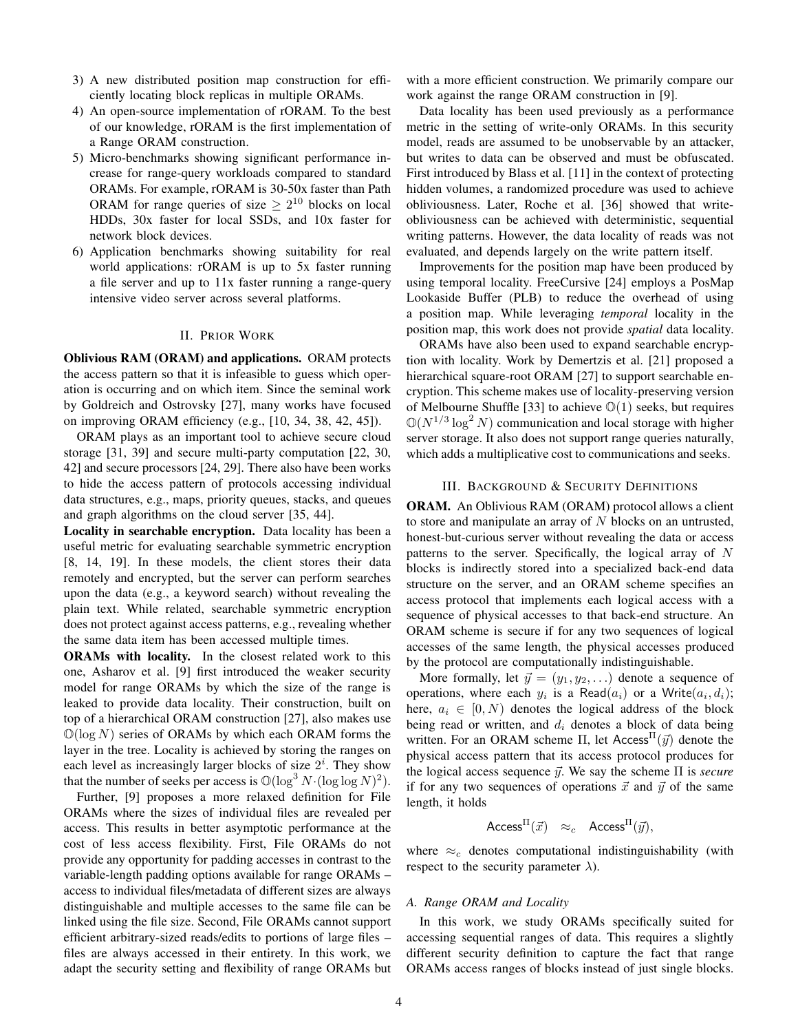3) A new distributed position map construction for efficiently locating block replicas in multiple ORAMs.
4) An open-source implementation of rORAM. To the best of our knowledge, rORAM is the first implementation of a Range ORAM construction.
5) Micro-benchmarks showing significant performance increase for range-query workloads compared to standard ORAMs. For example, rORAM is 30-50x faster than Path ORAM for range queries of size $\geq 2^{10}$ blocks on local HDDs, 30x faster for local SSDs, and 10x faster for network block devices.
6) Application benchmarks showing suitability for real world applications: rORAM is up to 5x faster running a file server and up to 11x faster running a range-query intensive video server across several platforms.

## II. Prior Work

**Oblivious RAM (ORAM) and applications.** ORAM protects the access pattern so that it is infeasible to guess which operation is occurring and on which item. Since the seminal work by Goldreich and Ostrovsky [27], many works have focused on improving ORAM efficiency (e.g., [10, 34, 38, 42, 45]).

ORAM plays as an important tool to achieve secure cloud storage [31, 39] and secure multi-party computation [22, 30, 42] and secure processors [24, 29]. There also have been works to hide the access pattern of protocols accessing individual data structures, e.g., maps, priority queues, stacks, and queues and graph algorithms on the cloud server [35, 44].

**Locality in searchable encryption.** Data locality has been a useful metric for evaluating searchable symmetric encryption [8, 14, 19]. In these models, the client stores their data remotely and encrypted, but the server can perform searches upon the data (e.g., a keyword search) without revealing the plain text. While related, searchable symmetric encryption does not protect against access patterns, e.g., revealing whether the same data item has been accessed multiple times.

**ORAMs with locality.** In the closest related work to this one, Asharov et al. [9] first introduced the weaker security model for range ORAMs by which the size of the range is leaked to provide data locality. Their construction, built on top of a hierarchical ORAM construction [27], also makes use $\mathbb{O}(\log N)$ series of ORAMs by which each ORAM forms the layer in the tree. Locality is achieved by storing the ranges on each level as increasingly larger blocks of size $2^i$. They show that the number of seeks per access is $\mathbb{O}(\log^3 N \cdot (\log \log N)^2)$.

Further, [9] proposes a more relaxed definition for File ORAMs where the sizes of individual files are revealed per access. This results in better asymptotic performance at the cost of less access flexibility. First, File ORAMs do not provide any opportunity for padding accesses in contrast to the variable-length padding options available for range ORAMs – access to individual files/metadata of different sizes are always distinguishable and multiple accesses to the same file can be linked using the file size. Second, File ORAMs cannot support efficient arbitrary-sized reads/edits to portions of large files – files are always accessed in their entirety. In this work, we adapt the security setting and flexibility of range ORAMs but with a more efficient construction. We primarily compare our work against the range ORAM construction in [9].

Data locality has been used previously as a performance metric in the setting of write-only ORAMs. In this security model, reads are assumed to be unobservable by an attacker, but writes to data can be observed and must be obfuscated. First introduced by Blass et al. [11] in the context of protecting hidden volumes, a randomized procedure was used to achieve obliviousness. Later, Roche et al. [36] showed that write-obliviousness can be achieved with deterministic, sequential writing patterns. However, the data locality of reads was not evaluated, and depends largely on the write pattern itself.

Improvements for the position map have been produced by using temporal locality. FreeCursive [24] employs a PosMap Lookaside Buffer (PLB) to reduce the overhead of using a position map. While leveraging *temporal* locality in the position map, this work does not provide *spatial* data locality.

ORAMs have also been used to expand searchable encryption with locality. Work by Demertzis et al. [21] proposed a hierarchical square-root ORAM [27] to support searchable encryption. This scheme makes use of locality-preserving version of Melbourne Shuffle [33] to achieve $\mathbb{O}(1)$ seeks, but requires $\mathbb{O}(N^{1/3} \log^2 N)$ communication and local storage with higher server storage. It also does not support range queries naturally, which adds a multiplicative cost to communications and seeks.

## III. Background & Security Definitions

**ORAM.** An Oblivious RAM (ORAM) protocol allows a client to store and manipulate an array of $N$ blocks on an untrusted, honest-but-curious server without revealing the data or access patterns to the server. Specifically, the logical array of $N$ blocks is indirectly stored into a specialized back-end data structure on the server, and an ORAM scheme specifies an access protocol that implements each logical access with a sequence of physical accesses to that back-end structure. An ORAM scheme is secure if for any two sequences of logical accesses of the same length, the physical accesses produced by the protocol are computationally indistinguishable.

More formally, let $\vec{y} = (y_1, y_2, \ldots)$ denote a sequence of operations, where each $y_i$ is a $\mathsf{Read}(a_i)$ or a $\mathsf{Write}(a_i, d_i)$; here, $a_i \in [0, N)$ denotes the logical address of the block being read or written, and $d_i$ denotes a block of data being written. For an ORAM scheme $\Pi$, let $\mathsf{Access}^{\Pi}(\vec{y})$ denote the physical access pattern that its access protocol produces for the logical access sequence $\vec{y}$. We say the scheme $\Pi$ is *secure* if for any two sequences of operations $\vec{x}$ and $\vec{y}$ of the same length, it holds

$$\mathsf{Access}^{\Pi}(\vec{x}) \quad \approx_c \quad \mathsf{Access}^{\Pi}(\vec{y}),$$

where $\approx_c$ denotes computational indistinguishability (with respect to the security parameter $\lambda$).

### A. Range ORAM and Locality

In this work, we study ORAMs specifically suited for accessing sequential ranges of data. This requires a slightly different security definition to capture the fact that range ORAMs access ranges of blocks instead of just single blocks.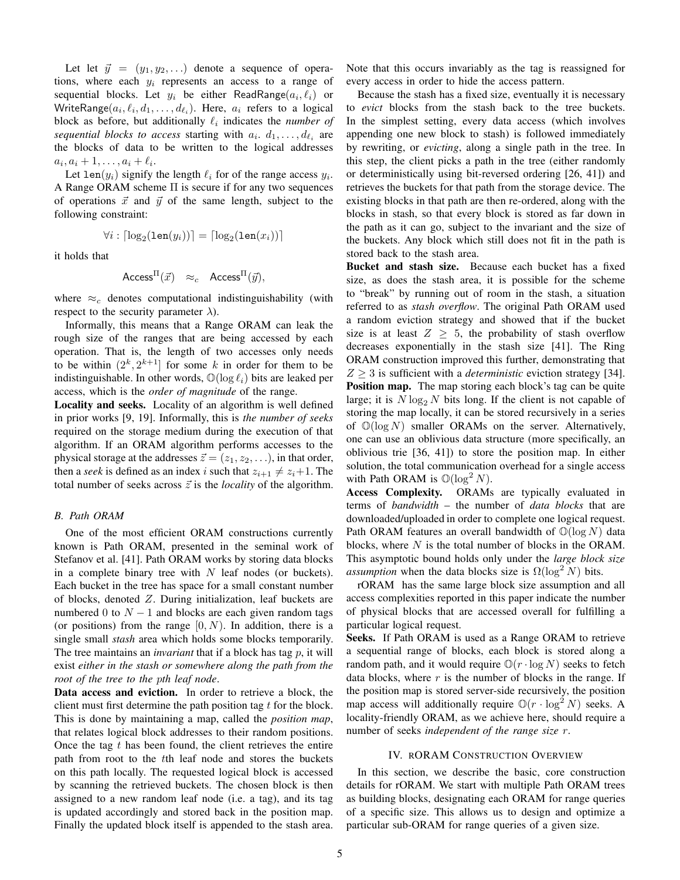Let let $\vec{y} = (y_1, y_2, \ldots)$ denote a sequence of operations, where each $y_i$ represents an access to a range of sequential blocks. Let $y_i$ be either $\mathsf{ReadRange}(a_i, \ell_i)$ or $\mathsf{WriteRange}(a_i, \ell_i, d_1, \ldots, d_{\ell_i})$. Here, $a_i$ refers to a logical block as before, but additionally $\ell_i$ indicates the *number of sequential blocks to access* starting with $a_i$. $d_1, \ldots, d_{\ell_i}$ are the blocks of data to be written to the logical addresses $a_i, a_i + 1, \ldots, a_i + \ell_i$.

Let $\mathtt{len}(y_i)$ signify the length $\ell_i$ for of the range access $y_i$. A Range ORAM scheme $\Pi$ is secure if for any two sequences of operations $\vec{x}$ and $\vec{y}$ of the same length, subject to the following constraint:

$$\forall i : \lceil \log_2(\mathtt{len}(y_i)) \rceil = \lceil \log_2(\mathtt{len}(x_i)) \rceil$$

it holds that

$$\mathsf{Access}^{\Pi}(\vec{x}) \quad \approx_c \quad \mathsf{Access}^{\Pi}(\vec{y}),$$

where $\approx_c$ denotes computational indistinguishability (with respect to the security parameter $\lambda$).

Informally, this means that a Range ORAM can leak the rough size of the ranges that are being accessed by each operation. That is, the length of two accesses only needs to be within $(2^k, 2^{k+1}]$ for some $k$ in order for them to be indistinguishable. In other words, $\mathbb{O}(\log \ell_i)$ bits are leaked per access, which is the *order of magnitude* of the range.

**Locality and seeks.** Locality of an algorithm is well defined in prior works [9, 19]. Informally, this is *the number of seeks* required on the storage medium during the execution of that algorithm. If an ORAM algorithm performs accesses to the physical storage at the addresses $\vec{z} = (z_1, z_2, \ldots)$, in that order, then a *seek* is defined as an index $i$ such that $z_{i+1} \neq z_i + 1$. The total number of seeks across $\vec{z}$ is the *locality* of the algorithm.

### B. Path ORAM

One of the most efficient ORAM constructions currently known is Path ORAM, presented in the seminal work of Stefanov et al. [41]. Path ORAM works by storing data blocks in a complete binary tree with $N$ leaf nodes (or buckets). Each bucket in the tree has space for a small constant number of blocks, denoted $Z$. During initialization, leaf buckets are numbered 0 to $N - 1$ and blocks are each given random tags (or positions) from the range $[0, N)$. In addition, there is a single small *stash* area which holds some blocks temporarily. The tree maintains an *invariant* that if a block has tag $p$, it will exist *either in the stash or somewhere along the path from the root of the tree to the pth leaf node*.

**Data access and eviction.** In order to retrieve a block, the client must first determine the path position tag $t$ for the block. This is done by maintaining a map, called the *position map*, that relates logical block addresses to their random positions. Once the tag $t$ has been found, the client retrieves the entire path from root to the $t$th leaf node and stores the buckets on this path locally. The requested logical block is accessed by scanning the retrieved buckets. The chosen block is then assigned to a new random leaf node (i.e. a tag), and its tag is updated accordingly and stored back in the position map. Finally the updated block itself is appended to the stash area. Note that this occurs invariably as the tag is reassigned for every access in order to hide the access pattern.

Because the stash has a fixed size, eventually it is necessary to *evict* blocks from the stash back to the tree buckets. In the simplest setting, every data access (which involves appending one new block to stash) is followed immediately by rewriting, or *evicting*, along a single path in the tree. In this step, the client picks a path in the tree (either randomly or deterministically using bit-reversed ordering [26, 41]) and retrieves the buckets for that path from the storage device. The existing blocks in that path are then re-ordered, along with the blocks in stash, so that every block is stored as far down in the path as it can go, subject to the invariant and the size of the buckets. Any block which still does not fit in the path is stored back to the stash area.

**Bucket and stash size.** Because each bucket has a fixed size, as does the stash area, it is possible for the scheme to "break" by running out of room in the stash, a situation referred to as *stash overflow*. The original Path ORAM used a random eviction strategy and showed that if the bucket size is at least $Z \geq 5$, the probability of stash overflow decreases exponentially in the stash size [41]. The Ring ORAM construction improved this further, demonstrating that $Z \geq 3$ is sufficient with a *deterministic* eviction strategy [34].

**Position map.** The map storing each block's tag can be quite large; it is $N \log_2 N$ bits long. If the client is not capable of storing the map locally, it can be stored recursively in a series of $\mathbb{O}(\log N)$ smaller ORAMs on the server. Alternatively, one can use an oblivious data structure (more specifically, an oblivious trie [36, 41]) to store the position map. In either solution, the total communication overhead for a single access with Path ORAM is $\mathbb{O}(\log^2 N)$.

**Access Complexity.** ORAMs are typically evaluated in terms of *bandwidth* – the number of *data blocks* that are downloaded/uploaded in order to complete one logical request. Path ORAM features an overall bandwidth of $\mathbb{O}(\log N)$ data blocks, where $N$ is the total number of blocks in the ORAM. This asymptotic bound holds only under the *large block size assumption* when the data blocks size is $\Omega(\log^2 N)$ bits.

rORAM has the same large block size assumption and all access complexities reported in this paper indicate the number of physical blocks that are accessed overall for fulfilling a particular logical request.

**Seeks.** If Path ORAM is used as a Range ORAM to retrieve a sequential range of blocks, each block is stored along a random path, and it would require $\mathbb{O}(r \cdot \log N)$ seeks to fetch data blocks, where $r$ is the number of blocks in the range. If the position map is stored server-side recursively, the position map access will additionally require $\mathbb{O}(r \cdot \log^2 N)$ seeks. A locality-friendly ORAM, as we achieve here, should require a number of seeks *independent of the range size* $r$.

## IV. rORAM Construction Overview

In this section, we describe the basic, core construction details for rORAM. We start with multiple Path ORAM trees as building blocks, designating each ORAM for range queries of a specific size. This allows us to design and optimize a particular sub-ORAM for range queries of a given size.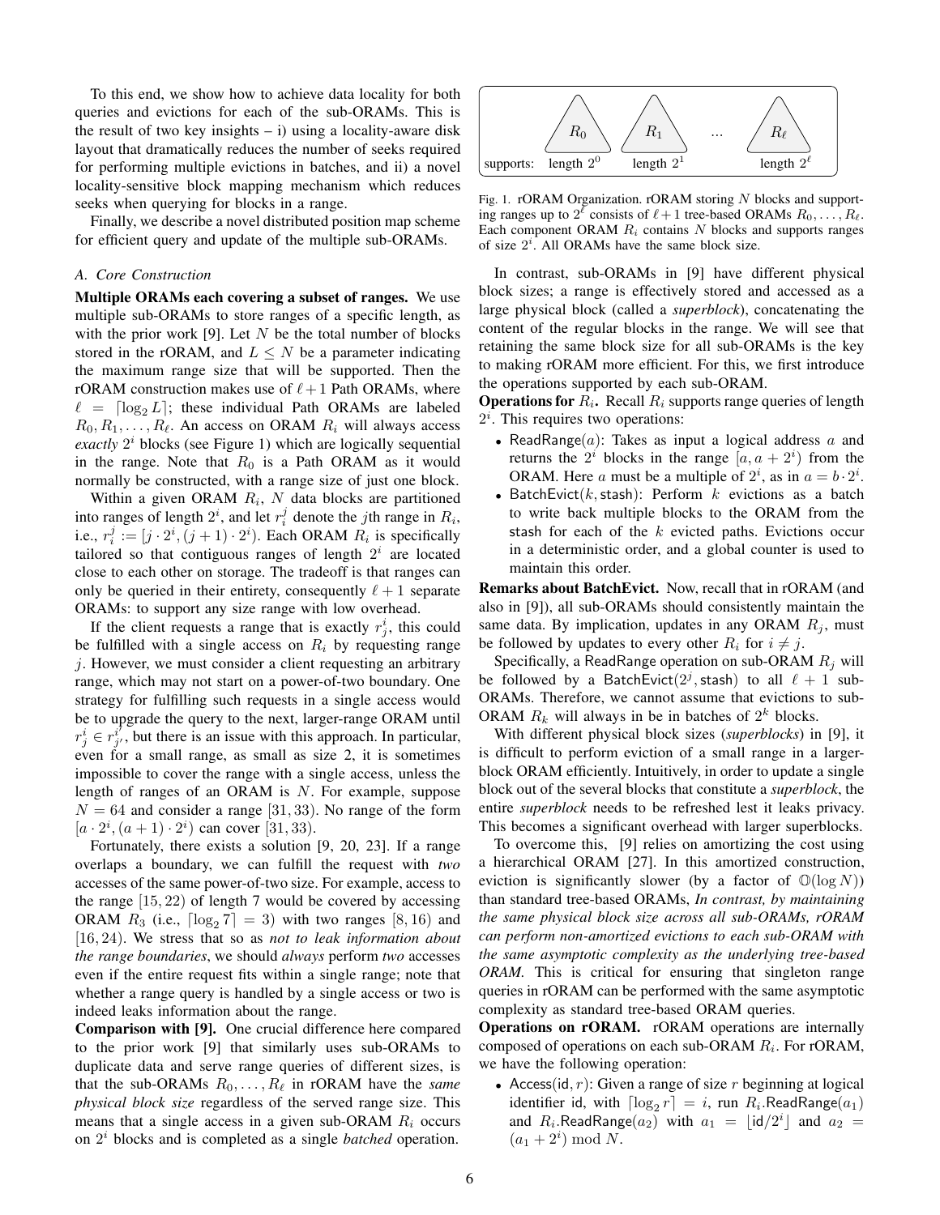To this end, we show how to achieve data locality for both queries and evictions for each of the sub-ORAMs. This is the result of two key insights – i) using a locality-aware disk layout that dramatically reduces the number of seeks required for performing multiple evictions in batches, and ii) a novel locality-sensitive block mapping mechanism which reduces seeks when querying for blocks in a range.

Finally, we describe a novel distributed position map scheme for efficient query and update of the multiple sub-ORAMs.

### A. Core Construction

**Multiple ORAMs each covering a subset of ranges.** We use multiple sub-ORAMs to store ranges of a specific length, as with the prior work [9]. Let $N$ be the total number of blocks stored in the rORAM, and $L \leq N$ be a parameter indicating the maximum range size that will be supported. Then the rORAM construction makes use of $\ell + 1$ Path ORAMs, where $\ell = \lceil \log_2 L \rceil$; these individual Path ORAMs are labeled $R_0, R_1, \ldots, R_\ell$. An access on ORAM $R_i$ will always access *exactly* $2^i$ blocks (see Figure 1) which are logically sequential in the range. Note that $R_0$ is a Path ORAM as it would normally be constructed, with a range size of just one block.

Within a given ORAM $R_i$, $N$ data blocks are partitioned into ranges of length $2^i$, and let $r_i^j$ denote the $j$th range in $R_i$, i.e., $r_i^j := [j \cdot 2^i, (j+1) \cdot 2^i)$. Each ORAM $R_i$ is specifically tailored so that contiguous ranges of length $2^i$ are located close to each other on storage. The tradeoff is that ranges can only be queried in their entirety, consequently $\ell + 1$ separate ORAMs: to support any size range with low overhead.

If the client requests a range that is exactly $r_j^i$, this could be fulfilled with a single access on $R_i$ by requesting range $j$. However, we must consider a client requesting an arbitrary range, which may not start on a power-of-two boundary. One strategy for fulfilling such requests in a single access would be to upgrade the query to the next, larger-range ORAM until $r_j^i \in r_{j'}^{i'}$, but there is an issue with this approach. In particular, even for a small range, as small as size 2, it is sometimes impossible to cover the range with a single access, unless the length of ranges of an ORAM is $N$. For example, suppose $N = 64$ and consider a range $[31, 33)$. No range of the form $[a \cdot 2^i, (a+1) \cdot 2^i)$ can cover $[31, 33)$.

Fortunately, there exists a solution [9, 20, 23]. If a range overlaps a boundary, we can fulfill the request with *two* accesses of the same power-of-two size. For example, access to the range $[15, 22)$ of length 7 would be covered by accessing ORAM $R_3$ (i.e., $\lceil \log_2 7 \rceil = 3$) with two ranges $[8, 16)$ and $[16, 24)$. We stress that so as *not to leak information about the range boundaries*, we should *always* perform *two* accesses even if the entire request fits within a single range; note that whether a range query is handled by a single access or two is indeed leaks information about the range.

**Comparison with [9].** One crucial difference here compared to the prior work [9] that similarly uses sub-ORAMs to duplicate data and serve range queries of different sizes, is that the sub-ORAMs $R_0, \ldots, R_\ell$ in rORAM have the *same physical block size* regardless of the served range size. This means that a single access in a given sub-ORAM $R_i$ occurs on $2^i$ blocks and is completed as a single *batched* operation.

| supports: | $R_0$ | $R_1$ | ... | $R_\ell$ |
|---|---|---|---|---|
| | length $2^0$ | length $2^1$ | | length $2^\ell$ |

Fig. 1. rORAM Organization. rORAM storing $N$ blocks and supporting ranges up to $2^\ell$ consists of $\ell + 1$ tree-based ORAMs $R_0, \ldots, R_\ell$. Each component ORAM $R_i$ contains $N$ blocks and supports ranges of size $2^i$. All ORAMs have the same block size.

In contrast, sub-ORAMs in [9] have different physical block sizes; a range is effectively stored and accessed as a large physical block (called a *superblock*), concatenating the content of the regular blocks in the range. We will see that retaining the same block size for all sub-ORAMs is the key to making rORAM more efficient. For this, we first introduce the operations supported by each sub-ORAM.

**Operations for $R_i$.** Recall $R_i$ supports range queries of length $2^i$. This requires two operations:

- ReadRange($a$): Takes as input a logical address $a$ and returns the $2^i$ blocks in the range $[a, a + 2^i)$ from the ORAM. Here $a$ must be a multiple of $2^i$, as in $a = b \cdot 2^i$.
- BatchEvict($k$, stash): Perform $k$ evictions as a batch to write back multiple blocks to the ORAM from the stash for each of the $k$ evicted paths. Evictions occur in a deterministic order, and a global counter is used to maintain this order.

**Remarks about BatchEvict.** Now, recall that in rORAM (and also in [9]), all sub-ORAMs should consistently maintain the same data. By implication, updates in any ORAM $R_j$, must be followed by updates to every other $R_i$ for $i \neq j$.

Specifically, a ReadRange operation on sub-ORAM $R_j$ will be followed by a BatchEvict($2^j$, stash) to all $\ell + 1$ sub-ORAMs. Therefore, we cannot assume that evictions to sub-ORAM $R_k$ will always in be in batches of $2^k$ blocks.

With different physical block sizes (*superblocks*) in [9], it is difficult to perform eviction of a small range in a larger-block ORAM efficiently. Intuitively, in order to update a single block out of the several blocks that constitute a *superblock*, the entire *superblock* needs to be refreshed lest it leaks privacy. This becomes a significant overhead with larger superblocks.

To overcome this, [9] relies on amortizing the cost using a hierarchical ORAM [27]. In this amortized construction, eviction is significantly slower (by a factor of $\mathbb{O}(\log N)$) than standard tree-based ORAMs, *In contrast, by maintaining the same physical block size across all sub-ORAMs, rORAM can perform non-amortized evictions to each sub-ORAM with the same asymptotic complexity as the underlying tree-based ORAM.* This is critical for ensuring that singleton range queries in rORAM can be performed with the same asymptotic complexity as standard tree-based ORAM queries.

**Operations on rORAM.** rORAM operations are internally composed of operations on each sub-ORAM $R_i$. For rORAM, we have the following operation:

- Access(id, $r$): Given a range of size $r$ beginning at logical identifier id, with $\lceil \log_2 r \rceil = i$, run $R_i$.ReadRange($a_1$) and $R_i$.ReadRange($a_2$) with $a_1 = \lfloor \text{id}/2^i \rfloor$ and $a_2 = (a_1 + 2^i) \bmod N$.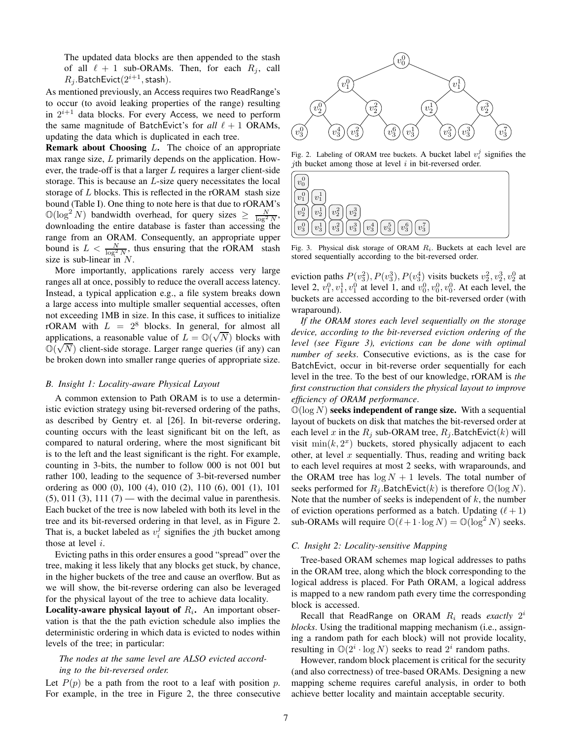The updated data blocks are then appended to the stash of all $\ell + 1$ sub-ORAMs. Then, for each $R_j$, call $R_j$.BatchEvict$(2^{i+1}, \text{stash})$.

As mentioned previously, an Access requires two ReadRange's to occur (to avoid leaking properties of the range) resulting in $2^{i+1}$ data blocks. For every Access, we need to perform the same magnitude of BatchEvict's for *all* $\ell + 1$ ORAMs, updating the data which is duplicated in each tree.

**Remark about Choosing** $L$**.** The choice of an appropriate max range size, $L$ primarily depends on the application. However, the trade-off is that a larger $L$ requires a larger client-side storage. This is because an $L$-size query necessitates the local storage of $L$ blocks. This is reflected in the rORAM stash size bound (Table I). One thing to note here is that due to rORAM's $\mathbb{O}(\log^2 N)$ bandwidth overhead, for query sizes $\geq \frac{N}{\log^2 N}$, downloading the entire database is faster than accessing the range from an ORAM. Consequently, an appropriate upper bound is $L < \frac{N}{\log^2 N}$, thus ensuring that the rORAM stash size is sub-linear in $N$.

More importantly, applications rarely access very large ranges all at once, possibly to reduce the overall access latency. Instead, a typical application e.g., a file system breaks down a large access into multiple smaller sequential accesses, often not exceeding 1MB in size. In this case, it suffices to initialize rORAM with $L = 2^8$ blocks. In general, for almost all applications, a reasonable value of $L = \mathbb{O}(\sqrt{N})$ blocks with $\mathbb{O}(\sqrt{N})$ client-side storage. Larger range queries (if any) can be broken down into smaller range queries of appropriate size.

### B. Insight 1: Locality-aware Physical Layout

A common extension to Path ORAM is to use a deterministic eviction strategy using bit-reversed ordering of the paths, as described by Gentry et. al [26]. In bit-reverse ordering, counting occurs with the least significant bit on the left, as compared to natural ordering, where the most significant bit is to the left and the least significant is the right. For example, counting in 3-bits, the number to follow 000 is not 001 but rather 100, leading to the sequence of 3-bit-reversed number ordering as 000 (0), 100 (4), 010 (2), 110 (6), 001 (1), 101 (5), 011 (3), 111 (7) — with the decimal value in parenthesis. Each bucket of the tree is now labeled with both its level in the tree and its bit-reversed ordering in that level, as in Figure 2. That is, a bucket labeled as $v_i^j$ signifies the $j$th bucket among those at level $i$.

Evicting paths in this order ensures a good "spread" over the tree, making it less likely that any blocks get stuck, by chance, in the higher buckets of the tree and cause an overflow. But as we will show, the bit-reverse ordering can also be leveraged for the physical layout of the tree to achieve data locality.

**Locality-aware physical layout of** $R_i$**.** An important observation is that the the path eviction schedule also implies the deterministic ordering in which data is evicted to nodes within levels of the tree; in particular:

> *The nodes at the same level are ALSO evicted according to the bit-reversed order.*

Let $P(p)$ be a path from the root to a leaf with position $p$. For example, in the tree in Figure 2, the three consecutive eviction paths $P(v_3^2), P(v_3^3), P(v_3^4)$ visits buckets $v_2^2, v_2^3, v_2^0$ at level 2, $v_1^0, v_1^1, v_1^0$ at level 1, and $v_0^0, v_0^0, v_0^0$. At each level, the buckets are accessed according to the bit-reversed order (with wraparound).

Fig. 2. Labeling of ORAM tree buckets. A bucket label $v_i^j$ signifies the $j$th bucket among those at level $i$ in bit-reversed order.

Fig. 3. Physical disk storage of ORAM $R_i$. Buckets at each level are stored sequentially according to the bit-reversed order.

*If the ORAM stores each level sequentially on the storage device, according to the bit-reversed eviction ordering of the level (see Figure 3), evictions can be done with optimal number of seeks*. Consecutive evictions, as is the case for BatchEvict, occur in bit-reverse order sequentially for each level in the tree. To the best of our knowledge, rORAM is *the first construction that considers the physical layout to improve efficiency of ORAM performance*.

$\mathbb{O}(\log N)$ **seeks independent of range size.** With a sequential layout of buckets on disk that matches the bit-reversed order at each level $x$ in the $R_j$ sub-ORAM tree, $R_j$.BatchEvict$(k)$ will visit $\min(k, 2^x)$ buckets, stored physically adjacent to each other, at level $x$ sequentially. Thus, reading and writing back to each level requires at most 2 seeks, with wraparounds, and the ORAM tree has $\log N + 1$ levels. The total number of seeks performed for $R_j$.BatchEvict$(k)$ is therefore $\mathbb{O}(\log N)$. Note that the number of seeks is independent of $k$, the number of eviction operations performed as a batch. Updating $(\ell + 1)$ sub-ORAMs will require $\mathbb{O}(\ell + 1 \cdot \log N) = \mathbb{O}(\log^2 N)$ seeks.

### C. Insight 2: Locality-sensitive Mapping

Tree-based ORAM schemes map logical addresses to paths in the ORAM tree, along which the block corresponding to the logical address is placed. For Path ORAM, a logical address is mapped to a new random path every time the corresponding block is accessed.

Recall that ReadRange on ORAM $R_i$ reads *exactly* $2^i$ *blocks*. Using the traditional mapping mechanism (i.e., assigning a random path for each block) will not provide locality, resulting in $\mathbb{O}(2^i \cdot \log N)$ seeks to read $2^i$ random paths.

However, random block placement is critical for the security (and also correctness) of tree-based ORAMs. Designing a new mapping scheme requires careful analysis, in order to both achieve better locality and maintain acceptable security.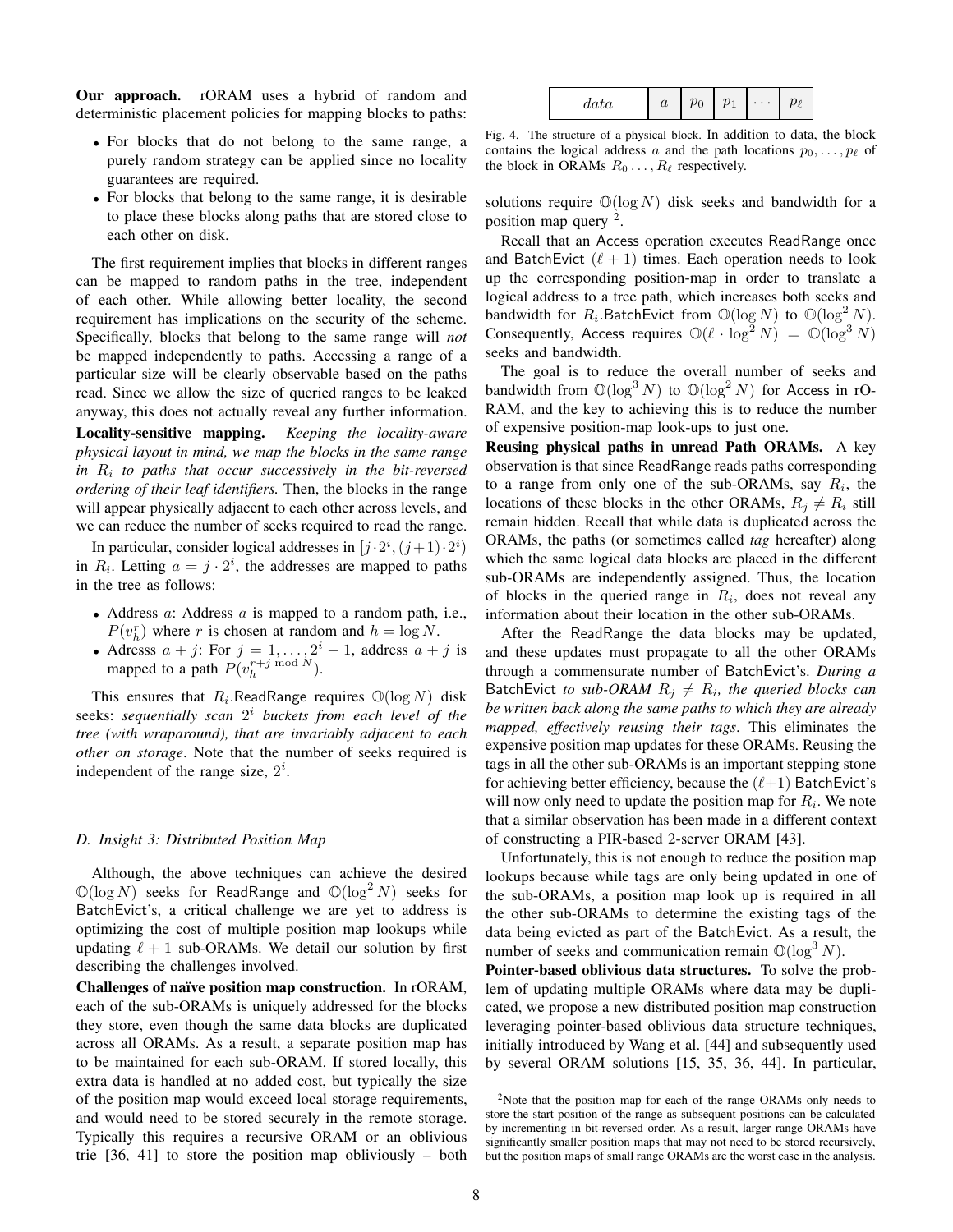**Our approach.** rORAM uses a hybrid of random and deterministic placement policies for mapping blocks to paths:

- For blocks that do not belong to the same range, a purely random strategy can be applied since no locality guarantees are required.
- For blocks that belong to the same range, it is desirable to place these blocks along paths that are stored close to each other on disk.

The first requirement implies that blocks in different ranges can be mapped to random paths in the tree, independent of each other. While allowing better locality, the second requirement has implications on the security of the scheme. Specifically, blocks that belong to the same range will *not* be mapped independently to paths. Accessing a range of a particular size will be clearly observable based on the paths read. Since we allow the size of queried ranges to be leaked anyway, this does not actually reveal any further information.

**Locality-sensitive mapping.** *Keeping the locality-aware physical layout in mind, we map the blocks in the same range in $R_i$ to paths that occur successively in the bit-reversed ordering of their leaf identifiers.* Then, the blocks in the range will appear physically adjacent to each other across levels, and we can reduce the number of seeks required to read the range.

In particular, consider logical addresses in $[j \cdot 2^i, (j+1) \cdot 2^i)$ in $R_i$. Letting $a = j \cdot 2^i$, the addresses are mapped to paths in the tree as follows:

- Address $a$: Address $a$ is mapped to a random path, i.e., $P(v_h^r)$ where $r$ is chosen at random and $h = \log N$.
- Adresss $a + j$: For $j = 1, \ldots, 2^i - 1$, address $a + j$ is mapped to a path $P(v_h^{r+j \bmod N})$.

This ensures that $R_i$.ReadRange requires $\mathbb{O}(\log N)$ disk seeks: *sequentially scan $2^i$ buckets from each level of the tree (with wraparound), that are invariably adjacent to each other on storage*. Note that the number of seeks required is independent of the range size, $2^i$.

### D. Insight 3: Distributed Position Map

Although, the above techniques can achieve the desired $\mathbb{O}(\log N)$ seeks for ReadRange and $\mathbb{O}(\log^2 N)$ seeks for BatchEvict's, a critical challenge we are yet to address is optimizing the cost of multiple position map lookups while updating $\ell + 1$ sub-ORAMs. We detail our solution by first describing the challenges involved.

**Challenges of naïve position map construction.** In rORAM, each of the sub-ORAMs is uniquely addressed for the blocks they store, even though the same data blocks are duplicated across all ORAMs. As a result, a separate position map has to be maintained for each sub-ORAM. If stored locally, this extra data is handled at no added cost, but typically the size of the position map would exceed local storage requirements, and would need to be stored securely in the remote storage. Typically this requires a recursive ORAM or an oblivious trie [36, 41] to store the position map obliviously – both solutions require $\mathbb{O}(\log N)$ disk seeks and bandwidth for a position map query [2].

| $data$ | $a$ | $p_0$ | $p_1$ | $\cdots$ | $p_\ell$ |
|---|---|---|---|---|---|

Fig. 4. The structure of a physical block. In addition to data, the block contains the logical address $a$ and the path locations $p_0, \ldots, p_\ell$ of the block in ORAMs $R_0 \ldots, R_\ell$ respectively.

Recall that an Access operation executes ReadRange once and BatchEvict $(\ell + 1)$ times. Each operation needs to look up the corresponding position-map in order to translate a logical address to a tree path, which increases both seeks and bandwidth for $R_i$.BatchEvict from $\mathbb{O}(\log N)$ to $\mathbb{O}(\log^2 N)$. Consequently, Access requires $\mathbb{O}(\ell \cdot \log^2 N) = \mathbb{O}(\log^3 N)$ seeks and bandwidth.

The goal is to reduce the overall number of seeks and bandwidth from $\mathbb{O}(\log^3 N)$ to $\mathbb{O}(\log^2 N)$ for Access in rORAM, and the key to achieving this is to reduce the number of expensive position-map look-ups to just one.

**Reusing physical paths in unread Path ORAMs.** A key observation is that since ReadRange reads paths corresponding to a range from only one of the sub-ORAMs, say $R_i$, the locations of these blocks in the other ORAMs, $R_j \neq R_i$ still remain hidden. Recall that while data is duplicated across the ORAMs, the paths (or sometimes called *tag* hereafter) along which the same logical data blocks are placed in the different sub-ORAMs are independently assigned. Thus, the location of blocks in the queried range in $R_i$, does not reveal any information about their location in the other sub-ORAMs.

After the ReadRange the data blocks may be updated, and these updates must propagate to all the other ORAMs through a commensurate number of BatchEvict's. *During a* BatchEvict *to sub-ORAM $R_j \neq R_i$, the queried blocks can be written back along the same paths to which they are already mapped, effectively reusing their tags*. This eliminates the expensive position map updates for these ORAMs. Reusing the tags in all the other sub-ORAMs is an important stepping stone for achieving better efficiency, because the $(\ell+1)$ BatchEvict's will now only need to update the position map for $R_i$. We note that a similar observation has been made in a different context of constructing a PIR-based 2-server ORAM [43].

Unfortunately, this is not enough to reduce the position map lookups because while tags are only being updated in one of the sub-ORAMs, a position map look up is required in all the other sub-ORAMs to determine the existing tags of the data being evicted as part of the BatchEvict. As a result, the number of seeks and communication remain $\mathbb{O}(\log^3 N)$.

**Pointer-based oblivious data structures.** To solve the problem of updating multiple ORAMs where data may be duplicated, we propose a new distributed position map construction leveraging pointer-based oblivious data structure techniques, initially introduced by Wang et al. [44] and subsequently used by several ORAM solutions [15, 35, 36, 44]. In particular,

[2] Note that the position map for each of the range ORAMs only needs to store the start position of the range as subsequent positions can be calculated by incrementing in bit-reversed order. As a result, larger range ORAMs have significantly smaller position maps that may not need to be stored recursively, but the position maps of small range ORAMs are the worst case in the analysis.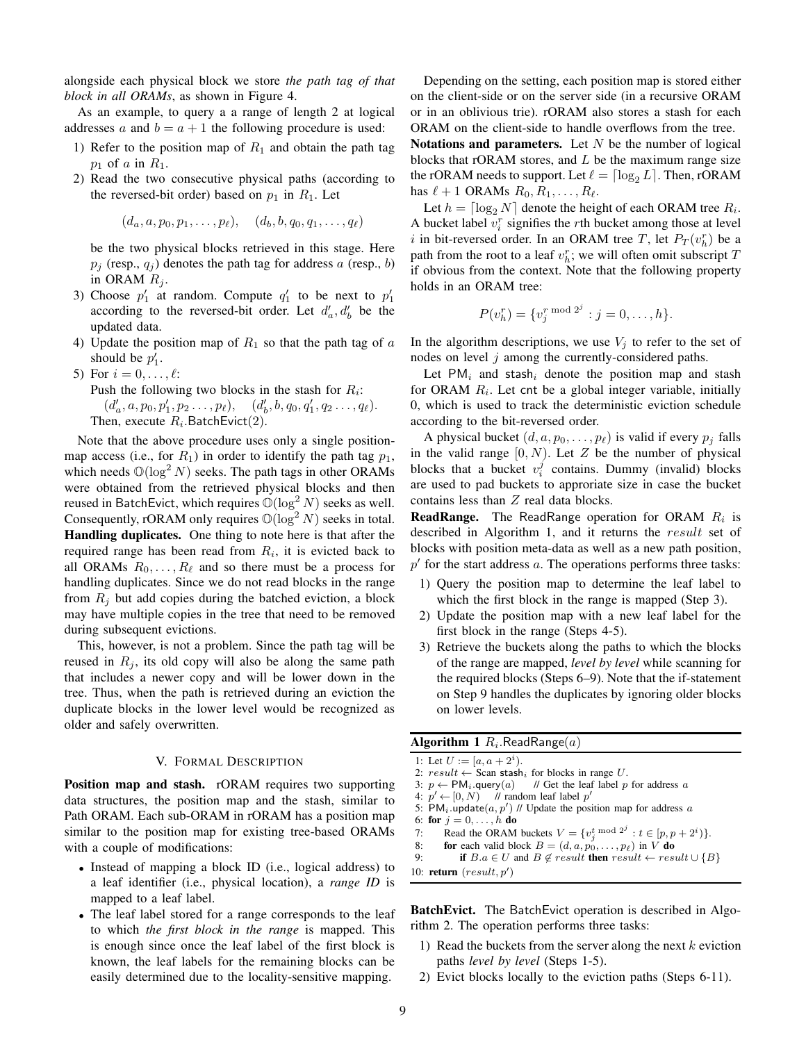alongside each physical block we store *the path tag of that block in all ORAMs*, as shown in Figure 4.

As an example, to query a a range of length 2 at logical addresses $a$ and $b = a + 1$ the following procedure is used:

1) Refer to the position map of $R_1$ and obtain the path tag $p_1$ of $a$ in $R_1$.
2) Read the two consecutive physical paths (according to the reversed-bit order) based on $p_1$ in $R_1$. Let

$$(d_a, a, p_0, p_1, \ldots, p_\ell), \quad (d_b, b, q_0, q_1, \ldots, q_\ell)$$

   be the two physical blocks retrieved in this stage. Here $p_j$ (resp., $q_j$) denotes the path tag for address $a$ (resp., $b$) in ORAM $R_j$.
3) Choose $p'_1$ at random. Compute $q'_1$ to be next to $p'_1$ according to the reversed-bit order. Let $d'_a, d'_b$ be the updated data.
4) Update the position map of $R_1$ so that the path tag of $a$ should be $p'_1$.
5) For $i = 0, \ldots, \ell$:
   Push the following two blocks in the stash for $R_i$:
   $(d'_a, a, p_0, p'_1, p_2 \ldots, p_\ell)$, $\quad (d'_b, b, q_0, q'_1, q_2 \ldots, q_\ell)$.
   Then, execute $R_i$.BatchEvict(2).

Note that the above procedure uses only a single position-map access (i.e., for $R_1$) in order to identify the path tag $p_1$, which needs $\mathbb{O}(\log^2 N)$ seeks. The path tags in other ORAMs were obtained from the retrieved physical blocks and then reused in BatchEvict, which requires $\mathbb{O}(\log^2 N)$ seeks as well. Consequently, rORAM only requires $\mathbb{O}(\log^2 N)$ seeks in total.

**Handling duplicates.** One thing to note here is that after the required range has been read from $R_i$, it is evicted back to all ORAMs $R_0, \ldots, R_\ell$ and so there must be a process for handling duplicates. Since we do not read blocks in the range from $R_j$ but add copies during the batched eviction, a block may have multiple copies in the tree that need to be removed during subsequent evictions.

This, however, is not a problem. Since the path tag will be reused in $R_j$, its old copy will also be along the same path that includes a newer copy and will be lower down in the tree. Thus, when the path is retrieved during an eviction the duplicate blocks in the lower level would be recognized as older and safely overwritten.

## V. Formal Description

**Position map and stash.** rORAM requires two supporting data structures, the position map and the stash, similar to Path ORAM. Each sub-ORAM in rORAM has a position map similar to the position map for existing tree-based ORAMs with a couple of modifications:

- Instead of mapping a block ID (i.e., logical address) to a leaf identifier (i.e., physical location), a *range ID* is mapped to a leaf label.
- The leaf label stored for a range corresponds to the leaf to which *the first block in the range* is mapped. This is enough since once the leaf label of the first block is known, the leaf labels for the remaining blocks can be easily determined due to the locality-sensitive mapping.

Depending on the setting, each position map is stored either on the client-side or on the server side (in a recursive ORAM or in an oblivious trie). rORAM also stores a stash for each ORAM on the client-side to handle overflows from the tree.

**Notations and parameters.** Let $N$ be the number of logical blocks that rORAM stores, and $L$ be the maximum range size the rORAM needs to support. Let $\ell = \lceil \log_2 L \rceil$. Then, rORAM has $\ell + 1$ ORAMs $R_0, R_1, \ldots, R_\ell$.

Let $h = \lceil \log_2 N \rceil$ denote the height of each ORAM tree $R_i$. A bucket label $v_i^r$ signifies the $r$th bucket among those at level $i$ in bit-reversed order. In an ORAM tree $T$, let $P_T(v_h^r)$ be a path from the root to a leaf $v_h^r$; we will often omit subscript $T$ if obvious from the context. Note that the following property holds in an ORAM tree:

$$P(v_h^r) = \{v_j^{r \bmod 2^j} : j = 0, \ldots, h\}.$$

In the algorithm descriptions, we use $V_j$ to refer to the set of nodes on level $j$ among the currently-considered paths.

Let $\mathsf{PM}_i$ and $\mathsf{stash}_i$ denote the position map and stash for ORAM $R_i$. Let $\mathsf{cnt}$ be a global integer variable, initially 0, which is used to track the deterministic eviction schedule according to the bit-reversed order.

A physical bucket $(d, a, p_0, \ldots, p_\ell)$ is valid if every $p_j$ falls in the valid range $[0, N)$. Let $Z$ be the number of physical blocks that a bucket $v_i^j$ contains. Dummy (invalid) blocks are used to pad buckets to approriate size in case the bucket contains less than $Z$ real data blocks.

**ReadRange.** The ReadRange operation for ORAM $R_i$ is described in Algorithm 1, and it returns the $result$ set of blocks with position meta-data as well as a new path position, $p'$ for the start address $a$. The operations performs three tasks:

1) Query the position map to determine the leaf label to which the first block in the range is mapped (Step 3).
2) Update the position map with a new leaf label for the first block in the range (Steps 4-5).
3) Retrieve the buckets along the paths to which the blocks of the range are mapped, *level by level* while scanning for the required blocks (Steps 6–9). Note that the if-statement on Step 9 handles the duplicates by ignoring older blocks on lower levels.

**Algorithm 1** $R_i$.ReadRange($a$)

```
1: Let U := [a, a + 2^i).
2: result ← Scan stash_i for blocks in range U.
3: p ← PM_i.query(a)    // Get the leaf label p for address a
4: p' ← [0, N)    // random leaf label p'
5: PM_i.update(a, p') // Update the position map for address a
6: for j = 0, ..., h do
7:     Read the ORAM buckets V = {v_j^(t mod 2^j) : t ∈ [p, p + 2^i)}.
8:     for each valid block B = (d, a, p_0, ..., p_ℓ) in V do
9:         if B.a ∈ U and B ∉ result then result ← result ∪ {B}
10: return (result, p')
```

**BatchEvict.** The BatchEvict operation is described in Algorithm 2. The operation performs three tasks:

1) Read the buckets from the server along the next $k$ eviction paths *level by level* (Steps 1-5).
2) Evict blocks locally to the eviction paths (Steps 6-11).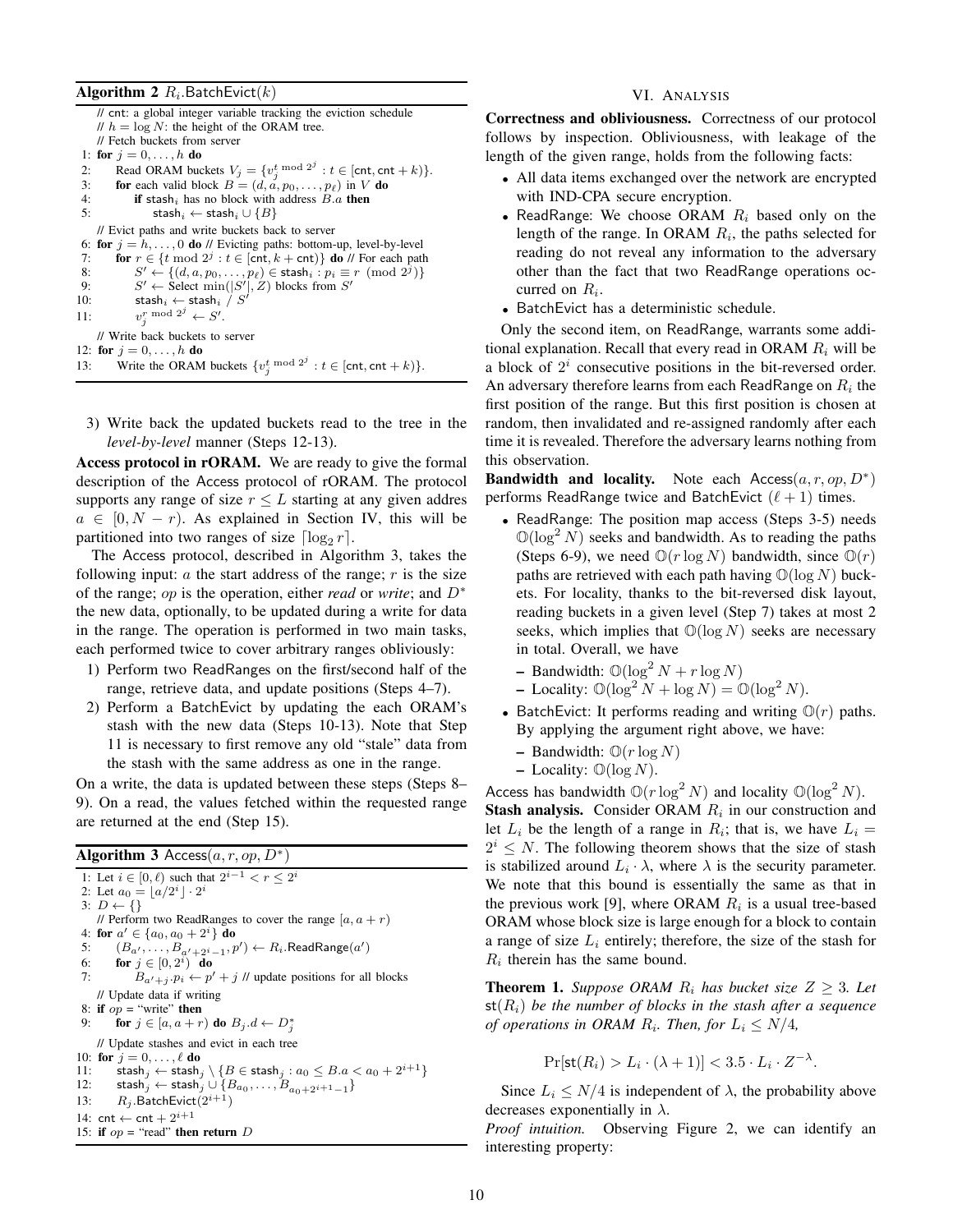**Algorithm 2** $R_i$.BatchEvict($k$)

```
   // cnt: a global integer variable tracking the eviction schedule
   // h = log N: the height of the ORAM tree.
   // Fetch buckets from server
1: for j = 0, ..., h do
2:     Read ORAM buckets V_j = {v_j^{t mod 2^j} : t ∈ [cnt, cnt + k)}.
3:     for each valid block B = (d, a, p_0, ..., p_ℓ) in V do
4:         if stash_i has no block with address B.a then
5:             stash_i ← stash_i ∪ {B}
   // Evict paths and write buckets back to server
6: for j = h, ..., 0 do // Evicting paths: bottom-up, level-by-level
7:     for r ∈ {t mod 2^j : t ∈ [cnt, k + cnt)} do // For each path
8:         S' ← {(d, a, p_0, ..., p_ℓ) ∈ stash_i : p_i ≡ r (mod 2^j)}
9:         S' ← Select min(|S'|, Z) blocks from S'
10:        stash_i ← stash_i / S'
11:        v_j^{r mod 2^j} ← S'.
   // Write back buckets to server
12: for j = 0, ..., h do
13:    Write the ORAM buckets {v_j^{t mod 2^j} : t ∈ [cnt, cnt + k)}.
```

3) Write back the updated buckets read to the tree in the *level-by-level* manner (Steps 12-13).

**Access protocol in rORAM.** We are ready to give the formal description of the Access protocol of rORAM. The protocol supports any range of size $r \leq L$ starting at any given addres $a \in [0, N - r)$. As explained in Section IV, this will be partitioned into two ranges of size $\lceil \log_2 r \rceil$.

The Access protocol, described in Algorithm 3, takes the following input: $a$ the start address of the range; $r$ is the size of the range; *op* is the operation, either *read* or *write*; and $D^*$ the new data, optionally, to be updated during a write for data in the range. The operation is performed in two main tasks, each performed twice to cover arbitrary ranges obliviously:

1) Perform two ReadRanges on the first/second half of the range, retrieve data, and update positions (Steps 4–7).
2) Perform a BatchEvict by updating the each ORAM's stash with the new data (Steps 10-13). Note that Step 11 is necessary to first remove any old "stale" data from the stash with the same address as one in the range.

On a write, the data is updated between these steps (Steps 8–9). On a read, the values fetched within the requested range are returned at the end (Step 15).

**Algorithm 3** Access($a, r, op, D^*$)

```
1: Let i ∈ [0, ℓ) such that 2^{i-1} < r ≤ 2^i
2: Let a_0 = ⌊a/2^i⌋ · 2^i
3: D ← {}
   // Perform two ReadRanges to cover the range [a, a + r)
4: for a' ∈ {a_0, a_0 + 2^i} do
5:     (B_{a'}, ..., B_{a'+2^i-1}, p') ← R_i.ReadRange(a')
6:     for j ∈ [0, 2^i) do
7:         B_{a'+j}.p_i ← p' + j // update positions for all blocks
   // Update data if writing
8: if op = "write" then
9:     for j ∈ [a, a + r) do B_j.d ← D*_j
   // Update stashes and evict in each tree
10: for j = 0, ..., ℓ do
11:    stash_j ← stash_j \ {B ∈ stash_j : a_0 ≤ B.a < a_0 + 2^{i+1}}
12:    stash_j ← stash_j ∪ {B_{a_0}, ..., B_{a_0+2^{i+1}-1}}
13:    R_j.BatchEvict(2^{i+1})
14: cnt ← cnt + 2^{i+1}
15: if op = "read" then return D
```

## VI. Analysis

**Correctness and obliviousness.** Correctness of our protocol follows by inspection. Obliviousness, with leakage of the length of the given range, holds from the following facts:

- All data items exchanged over the network are encrypted with IND-CPA secure encryption.
- ReadRange: We choose ORAM $R_i$ based only on the length of the range. In ORAM $R_i$, the paths selected for reading do not reveal any information to the adversary other than the fact that two ReadRange operations occurred on $R_i$.
- BatchEvict has a deterministic schedule.

Only the second item, on ReadRange, warrants some additional explanation. Recall that every read in ORAM $R_i$ will be a block of $2^i$ consecutive positions in the bit-reversed order. An adversary therefore learns from each ReadRange on $R_i$ the first position of the range. But this first position is chosen at random, then invalidated and re-assigned randomly after each time it is revealed. Therefore the adversary learns nothing from this observation.

**Bandwidth and locality.** Note each Access($a, r, op, D^*$) performs ReadRange twice and BatchEvict $(\ell + 1)$ times.

- ReadRange: The position map access (Steps 3-5) needs $\mathbb{O}(\log^2 N)$ seeks and bandwidth. As to reading the paths (Steps 6-9), we need $\mathbb{O}(r \log N)$ bandwidth, since $\mathbb{O}(r)$ paths are retrieved with each path having $\mathbb{O}(\log N)$ buckets. For locality, thanks to the bit-reversed disk layout, reading buckets in a given level (Step 7) takes at most 2 seeks, which implies that $\mathbb{O}(\log N)$ seeks are necessary in total. Overall, we have
  - Bandwidth: $\mathbb{O}(\log^2 N + r \log N)$
  - Locality: $\mathbb{O}(\log^2 N + \log N) = \mathbb{O}(\log^2 N)$.
- BatchEvict: It performs reading and writing $\mathbb{O}(r)$ paths. By applying the argument right above, we have:
  - Bandwidth: $\mathbb{O}(r \log N)$
  - Locality: $\mathbb{O}(\log N)$.

Access has bandwidth $\mathbb{O}(r \log^2 N)$ and locality $\mathbb{O}(\log^2 N)$.

**Stash analysis.** Consider ORAM $R_i$ in our construction and let $L_i$ be the length of a range in $R_i$; that is, we have $L_i = 2^i \leq N$. The following theorem shows that the size of stash is stabilized around $L_i \cdot \lambda$, where $\lambda$ is the security parameter. We note that this bound is essentially the same as that in the previous work [9], where ORAM $R_i$ is a usual tree-based ORAM whose block size is large enough for a block to contain a range of size $L_i$ entirely; therefore, the size of the stash for $R_i$ therein has the same bound.

**Theorem 1.** *Suppose ORAM $R_i$ has bucket size $Z \geq 3$. Let $\mathsf{st}(R_i)$ be the number of blocks in the stash after a sequence of operations in ORAM $R_i$. Then, for $L_i \leq N/4$,*

$$\Pr[\mathsf{st}(R_i) > L_i \cdot (\lambda + 1)] < 3.5 \cdot L_i \cdot Z^{-\lambda}.$$

Since $L_i \leq N/4$ is independent of $\lambda$, the probability above decreases exponentially in $\lambda$.

*Proof intuition.* Observing Figure 2, we can identify an interesting property: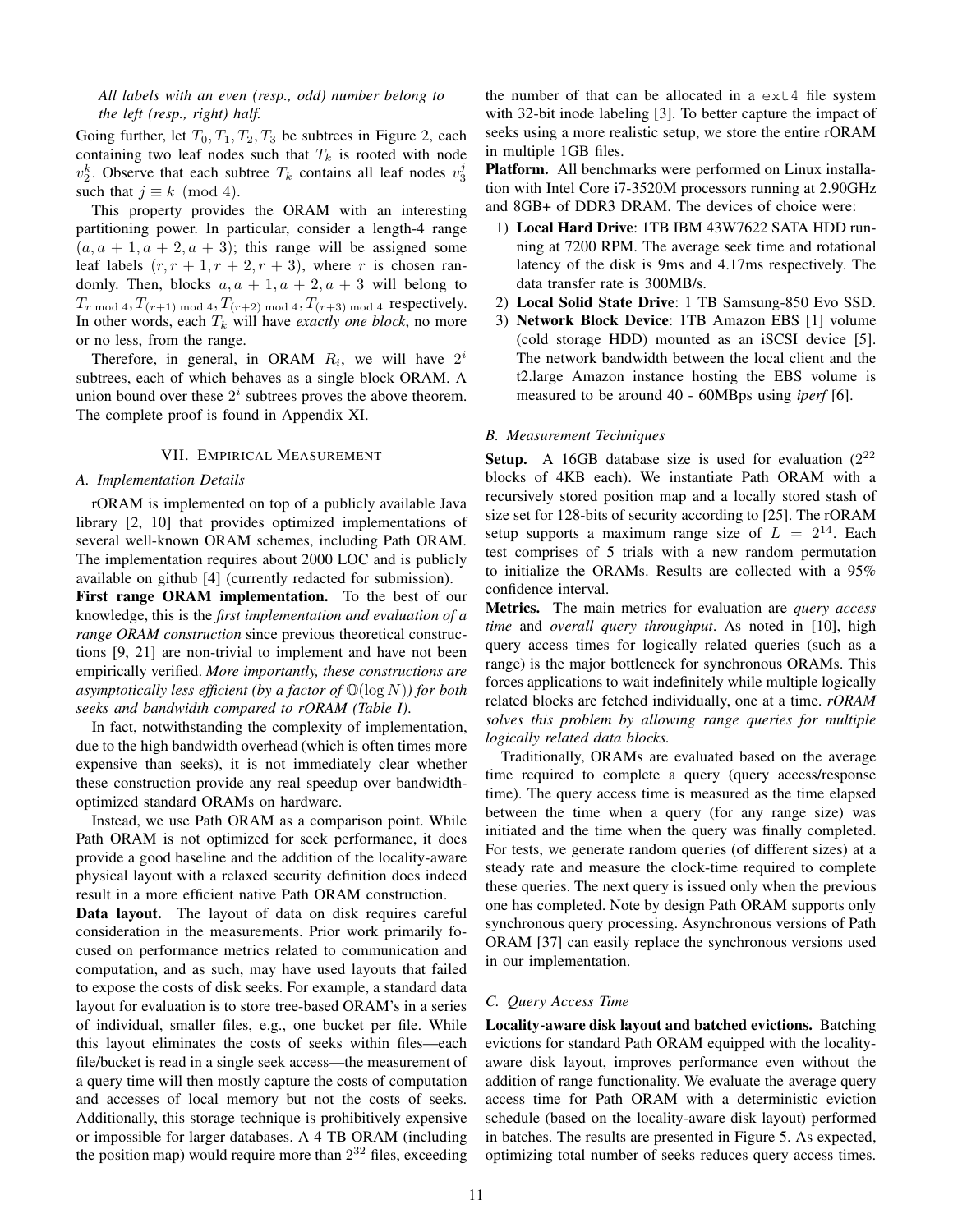*All labels with an even (resp., odd) number belong to the left (resp., right) half.*

Going further, let $T_0, T_1, T_2, T_3$ be subtrees in Figure 2, each containing two leaf nodes such that $T_k$ is rooted with node $v_2^k$. Observe that each subtree $T_k$ contains all leaf nodes $v_3^j$ such that $j \equiv k \pmod 4$.

This property provides the ORAM with an interesting partitioning power. In particular, consider a length-4 range $(a, a+1, a+2, a+3)$; this range will be assigned some leaf labels $(r, r+1, r+2, r+3)$, where $r$ is chosen randomly. Then, blocks $a, a+1, a+2, a+3$ will belong to $T_{r \bmod 4}, T_{(r+1) \bmod 4}, T_{(r+2) \bmod 4}, T_{(r+3) \bmod 4}$ respectively. In other words, each $T_k$ will have *exactly one block*, no more or no less, from the range.

Therefore, in general, in ORAM $R_i$, we will have $2^i$ subtrees, each of which behaves as a single block ORAM. A union bound over these $2^i$ subtrees proves the above theorem. The complete proof is found in Appendix XI.

## VII. Empirical Measurement

### A. Implementation Details

rORAM is implemented on top of a publicly available Java library [2, 10] that provides optimized implementations of several well-known ORAM schemes, including Path ORAM. The implementation requires about 2000 LOC and is publicly available on github [4] (currently redacted for submission).

**First range ORAM implementation.** To the best of our knowledge, this is the *first implementation and evaluation of a range ORAM construction* since previous theoretical constructions [9, 21] are non-trivial to implement and have not been empirically verified. *More importantly, these constructions are asymptotically less efficient (by a factor of $\mathbb{O}(\log N)$) for both seeks and bandwidth compared to rORAM (Table I).*

In fact, notwithstanding the complexity of implementation, due to the high bandwidth overhead (which is often times more expensive than seeks), it is not immediately clear whether these construction provide any real speedup over bandwidth-optimized standard ORAMs on hardware.

Instead, we use Path ORAM as a comparison point. While Path ORAM is not optimized for seek performance, it does provide a good baseline and the addition of the locality-aware physical layout with a relaxed security definition does indeed result in a more efficient native Path ORAM construction.

**Data layout.** The layout of data on disk requires careful consideration in the measurements. Prior work primarily focused on performance metrics related to communication and computation, and as such, may have used layouts that failed to expose the costs of disk seeks. For example, a standard data layout for evaluation is to store tree-based ORAM's in a series of individual, smaller files, e.g., one bucket per file. While this layout eliminates the costs of seeks within files—each file/bucket is read in a single seek access—the measurement of a query time will then mostly capture the costs of computation and accesses of local memory but not the costs of seeks. Additionally, this storage technique is prohibitively expensive or impossible for larger databases. A 4 TB ORAM (including the position map) would require more than $2^{32}$ files, exceeding the number of that can be allocated in a `ext4` file system with 32-bit inode labeling [3]. To better capture the impact of seeks using a more realistic setup, we store the entire rORAM in multiple 1GB files.

**Platform.** All benchmarks were performed on Linux installation with Intel Core i7-3520M processors running at 2.90GHz and 8GB+ of DDR3 DRAM. The devices of choice were:

1) **Local Hard Drive**: 1TB IBM 43W7622 SATA HDD running at 7200 RPM. The average seek time and rotational latency of the disk is 9ms and 4.17ms respectively. The data transfer rate is 300MB/s.
2) **Local Solid State Drive**: 1 TB Samsung-850 Evo SSD.
3) **Network Block Device**: 1TB Amazon EBS [1] volume (cold storage HDD) mounted as an iSCSI device [5]. The network bandwidth between the local client and the t2.large Amazon instance hosting the EBS volume is measured to be around 40 - 60MBps using *iperf* [6].

### B. Measurement Techniques

**Setup.** A 16GB database size is used for evaluation ($2^{22}$ blocks of 4KB each). We instantiate Path ORAM with a recursively stored position map and a locally stored stash of size set for 128-bits of security according to [25]. The rORAM setup supports a maximum range size of $L = 2^{14}$. Each test comprises of 5 trials with a new random permutation to initialize the ORAMs. Results are collected with a 95% confidence interval.

**Metrics.** The main metrics for evaluation are *query access time* and *overall query throughput*. As noted in [10], high query access times for logically related queries (such as a range) is the major bottleneck for synchronous ORAMs. This forces applications to wait indefinitely while multiple logically related blocks are fetched individually, one at a time. *rORAM solves this problem by allowing range queries for multiple logically related data blocks.*

Traditionally, ORAMs are evaluated based on the average time required to complete a query (query access/response time). The query access time is measured as the time elapsed between the time when a query (for any range size) was initiated and the time when the query was finally completed. For tests, we generate random queries (of different sizes) at a steady rate and measure the clock-time required to complete these queries. The next query is issued only when the previous one has completed. Note by design Path ORAM supports only synchronous query processing. Asynchronous versions of Path ORAM [37] can easily replace the synchronous versions used in our implementation.

### C. Query Access Time

**Locality-aware disk layout and batched evictions.** Batching evictions for standard Path ORAM equipped with the locality-aware disk layout, improves performance even without the addition of range functionality. We evaluate the average query access time for Path ORAM with a deterministic eviction schedule (based on the locality-aware disk layout) performed in batches. The results are presented in Figure 5. As expected, optimizing total number of seeks reduces query access times.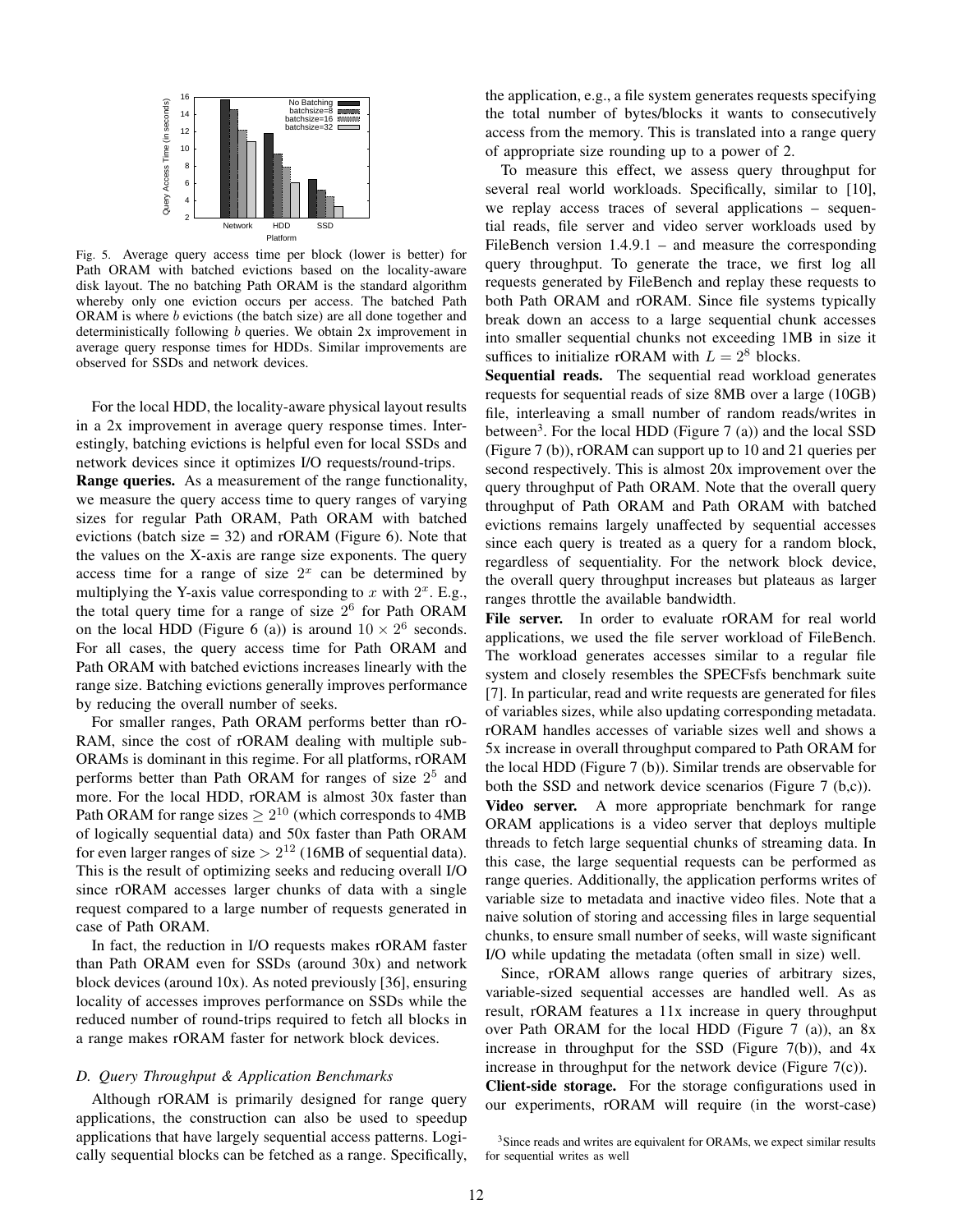Fig. 5. Average query access time per block (lower is better) for Path ORAM with batched evictions based on the locality-aware disk layout. The no batching Path ORAM is the standard algorithm whereby only one eviction occurs per access. The batched Path ORAM is where $b$ evictions (the batch size) are all done together and deterministically following $b$ queries. We obtain 2x improvement in average query response times for HDDs. Similar improvements are observed for SSDs and network devices.

For the local HDD, the locality-aware physical layout results in a 2x improvement in average query response times. Interestingly, batching evictions is helpful even for local SSDs and network devices since it optimizes I/O requests/round-trips.

**Range queries.** As a measurement of the range functionality, we measure the query access time to query ranges of varying sizes for regular Path ORAM, Path ORAM with batched evictions (batch size = 32) and rORAM (Figure 6). Note that the values on the X-axis are range size exponents. The query access time for a range of size $2^x$ can be determined by multiplying the Y-axis value corresponding to $x$ with $2^x$. E.g., the total query time for a range of size $2^6$ for Path ORAM on the local HDD (Figure 6 (a)) is around $10 \times 2^6$ seconds. For all cases, the query access time for Path ORAM and Path ORAM with batched evictions increases linearly with the range size. Batching evictions generally improves performance by reducing the overall number of seeks.

For smaller ranges, Path ORAM performs better than rORAM, since the cost of rORAM dealing with multiple sub-ORAMs is dominant in this regime. For all platforms, rORAM performs better than Path ORAM for ranges of size $2^5$ and more. For the local HDD, rORAM is almost 30x faster than Path ORAM for range sizes $\geq 2^{10}$ (which corresponds to 4MB of logically sequential data) and 50x faster than Path ORAM for even larger ranges of size $> 2^{12}$ (16MB of sequential data). This is the result of optimizing seeks and reducing overall I/O since rORAM accesses larger chunks of data with a single request compared to a large number of requests generated in case of Path ORAM.

In fact, the reduction in I/O requests makes rORAM faster than Path ORAM even for SSDs (around 30x) and network block devices (around 10x). As noted previously [36], ensuring locality of accesses improves performance on SSDs while the reduced number of round-trips required to fetch all blocks in a range makes rORAM faster for network block devices.

### D. Query Throughput & Application Benchmarks

Although rORAM is primarily designed for range query applications, the construction can also be used to speedup applications that have largely sequential access patterns. Logically sequential blocks can be fetched as a range. Specifically, the application, e.g., a file system generates requests specifying the total number of bytes/blocks it wants to consecutively access from the memory. This is translated into a range query of appropriate size rounding up to a power of 2.

To measure this effect, we assess query throughput for several real world workloads. Specifically, similar to [10], we replay access traces of several applications – sequential reads, file server and video server workloads used by FileBench version 1.4.9.1 – and measure the corresponding query throughput. To generate the trace, we first log all requests generated by FileBench and replay these requests to both Path ORAM and rORAM. Since file systems typically break down an access to a large sequential chunk accesses into smaller sequential chunks not exceeding 1MB in size it suffices to initialize rORAM with $L = 2^8$ blocks.

**Sequential reads.** The sequential read workload generates requests for sequential reads of size 8MB over a large (10GB) file, interleaving a small number of random reads/writes in between[3]. For the local HDD (Figure 7 (a)) and the local SSD (Figure 7 (b)), rORAM can support up to 10 and 21 queries per second respectively. This is almost 20x improvement over the query throughput of Path ORAM. Note that the overall query throughput of Path ORAM and Path ORAM with batched evictions remains largely unaffected by sequential accesses since each query is treated as a query for a random block, regardless of sequentiality. For the network block device, the overall query throughput increases but plateaus as larger ranges throttle the available bandwidth.

**File server.** In order to evaluate rORAM for real world applications, we used the file server workload of FileBench. The workload generates accesses similar to a regular file system and closely resembles the SPECFsfs benchmark suite [7]. In particular, read and write requests are generated for files of variables sizes, while also updating corresponding metadata. rORAM handles accesses of variable sizes well and shows a 5x increase in overall throughput compared to Path ORAM for the local HDD (Figure 7 (b)). Similar trends are observable for both the SSD and network device scenarios (Figure 7 (b,c)).

**Video server.** A more appropriate benchmark for range ORAM applications is a video server that deploys multiple threads to fetch large sequential chunks of streaming data. In this case, the large sequential requests can be performed as range queries. Additionally, the application performs writes of variable size to metadata and inactive video files. Note that a naive solution of storing and accessing files in large sequential chunks, to ensure small number of seeks, will waste significant I/O while updating the metadata (often small in size) well.

Since, rORAM allows range queries of arbitrary sizes, variable-sized sequential accesses are handled well. As as result, rORAM features a 11x increase in query throughput over Path ORAM for the local HDD (Figure 7 (a)), an 8x increase in throughput for the SSD (Figure 7(b)), and 4x increase in throughput for the network device (Figure 7(c)).

**Client-side storage.** For the storage configurations used in our experiments, rORAM will require (in the worst-case)

[3]Since reads and writes are equivalent for ORAMs, we expect similar results for sequential writes as well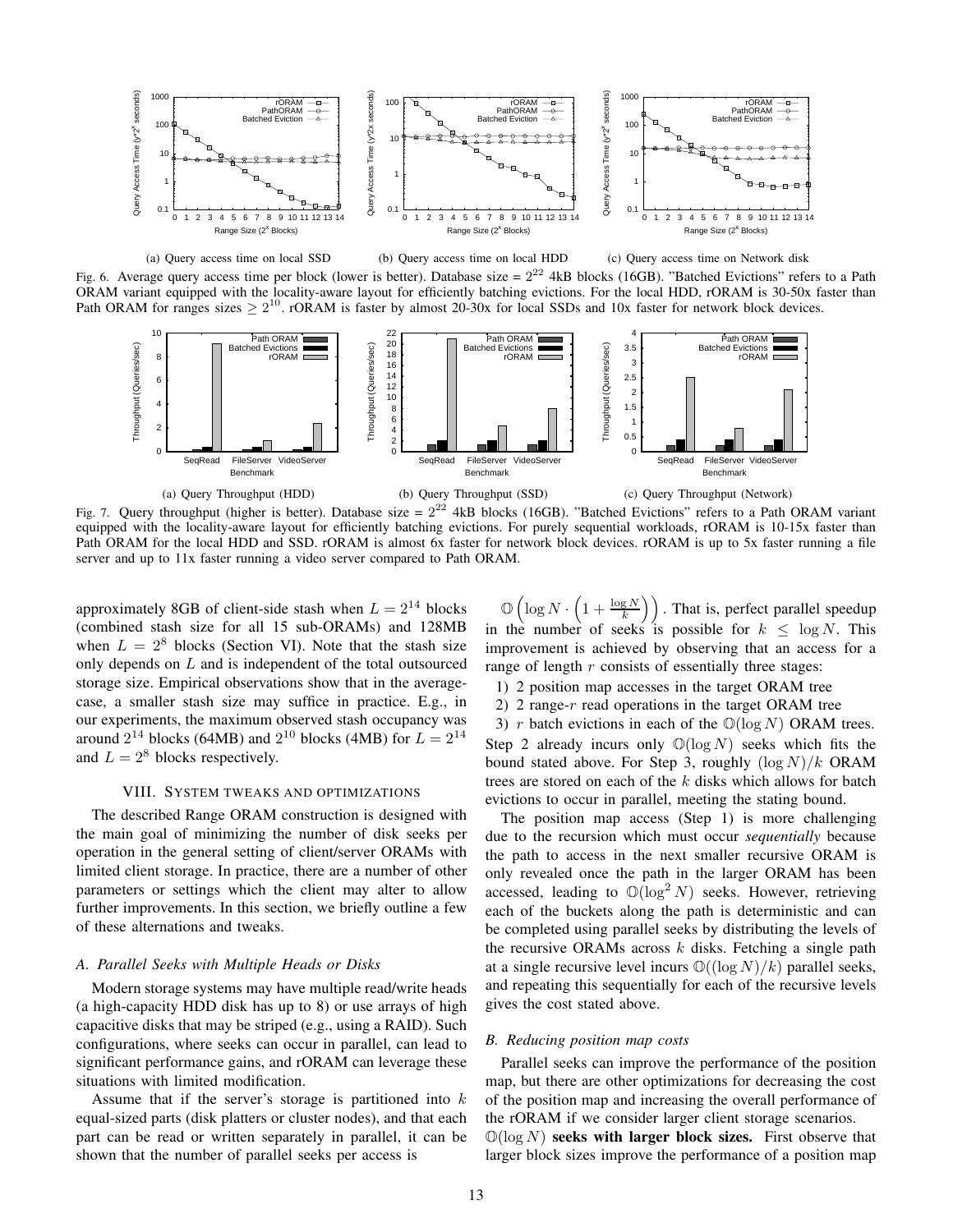(a) Query access time on local SSD (b) Query access time on local HDD (c) Query access time on Network disk

Fig. 6. Average query access time per block (lower is better). Database size = $2^{22}$ 4kB blocks (16GB). "Batched Evictions" refers to a Path ORAM variant equipped with the locality-aware layout for efficiently batching evictions. For the local HDD, rORAM is 30-50x faster than Path ORAM for ranges sizes $\geq 2^{10}$. rORAM is faster by almost 20-30x for local SSDs and 10x faster for network block devices.

(a) Query Throughput (HDD) (b) Query Throughput (SSD) (c) Query Throughput (Network)

Fig. 7. Query throughput (higher is better). Database size = $2^{22}$ 4kB blocks (16GB). "Batched Evictions" refers to a Path ORAM variant equipped with the locality-aware layout for efficiently batching evictions. For purely sequential workloads, rORAM is 10-15x faster than Path ORAM for the local HDD and SSD. rORAM is almost 6x faster for network block devices. rORAM is up to 5x faster running a file server and up to 11x faster running a video server compared to Path ORAM.

approximately 8GB of client-side stash when $L = 2^{14}$ blocks (combined stash size for all 15 sub-ORAMs) and 128MB when $L = 2^8$ blocks (Section VI). Note that the stash size only depends on $L$ and is independent of the total outsourced storage size. Empirical observations show that in the average-case, a smaller stash size may suffice in practice. E.g., in our experiments, the maximum observed stash occupancy was around $2^{14}$ blocks (64MB) and $2^{10}$ blocks (4MB) for $L = 2^{14}$ and $L = 2^8$ blocks respectively.

## VIII. System tweaks and optimizations

The described Range ORAM construction is designed with the main goal of minimizing the number of disk seeks per operation in the general setting of client/server ORAMs with limited client storage. In practice, there are a number of other parameters or settings which the client may alter to allow further improvements. In this section, we briefly outline a few of these alternations and tweaks.

### A. Parallel Seeks with Multiple Heads or Disks

Modern storage systems may have multiple read/write heads (a high-capacity HDD disk has up to 8) or use arrays of high capacitive disks that may be striped (e.g., using a RAID). Such configurations, where seeks can occur in parallel, can lead to significant performance gains, and rORAM can leverage these situations with limited modification.

Assume that if the server's storage is partitioned into $k$ equal-sized parts (disk platters or cluster nodes), and that each part can be read or written separately in parallel, it can be shown that the number of parallel seeks per access is $\mathbb{O}\left(\log N \cdot \left(1 + \frac{\log N}{k}\right)\right)$. That is, perfect parallel speedup in the number of seeks is possible for $k \leq \log N$. This improvement is achieved by observing that an access for a range of length $r$ consists of essentially three stages:

1) 2 position map accesses in the target ORAM tree
2) 2 range-$r$ read operations in the target ORAM tree
3) $r$ batch evictions in each of the $\mathbb{O}(\log N)$ ORAM trees.

Step 2 already incurs only $\mathbb{O}(\log N)$ seeks which fits the bound stated above. For Step 3, roughly $(\log N)/k$ ORAM trees are stored on each of the $k$ disks which allows for batch evictions to occur in parallel, meeting the stating bound.

The position map access (Step 1) is more challenging due to the recursion which must occur *sequentially* because the path to access in the next smaller recursive ORAM is only revealed once the path in the larger ORAM has been accessed, leading to $\mathbb{O}(\log^2 N)$ seeks. However, retrieving each of the buckets along the path is deterministic and can be completed using parallel seeks by distributing the levels of the recursive ORAMs across $k$ disks. Fetching a single path at a single recursive level incurs $\mathbb{O}((\log N)/k)$ parallel seeks, and repeating this sequentially for each of the recursive levels gives the cost stated above.

### B. Reducing position map costs

Parallel seeks can improve the performance of the position map, but there are other optimizations for decreasing the cost of the position map and increasing the overall performance of the rORAM if we consider larger client storage scenarios.

$\mathbb{O}(\log N)$ **seeks with larger block sizes.** First observe that larger block sizes improve the performance of a position map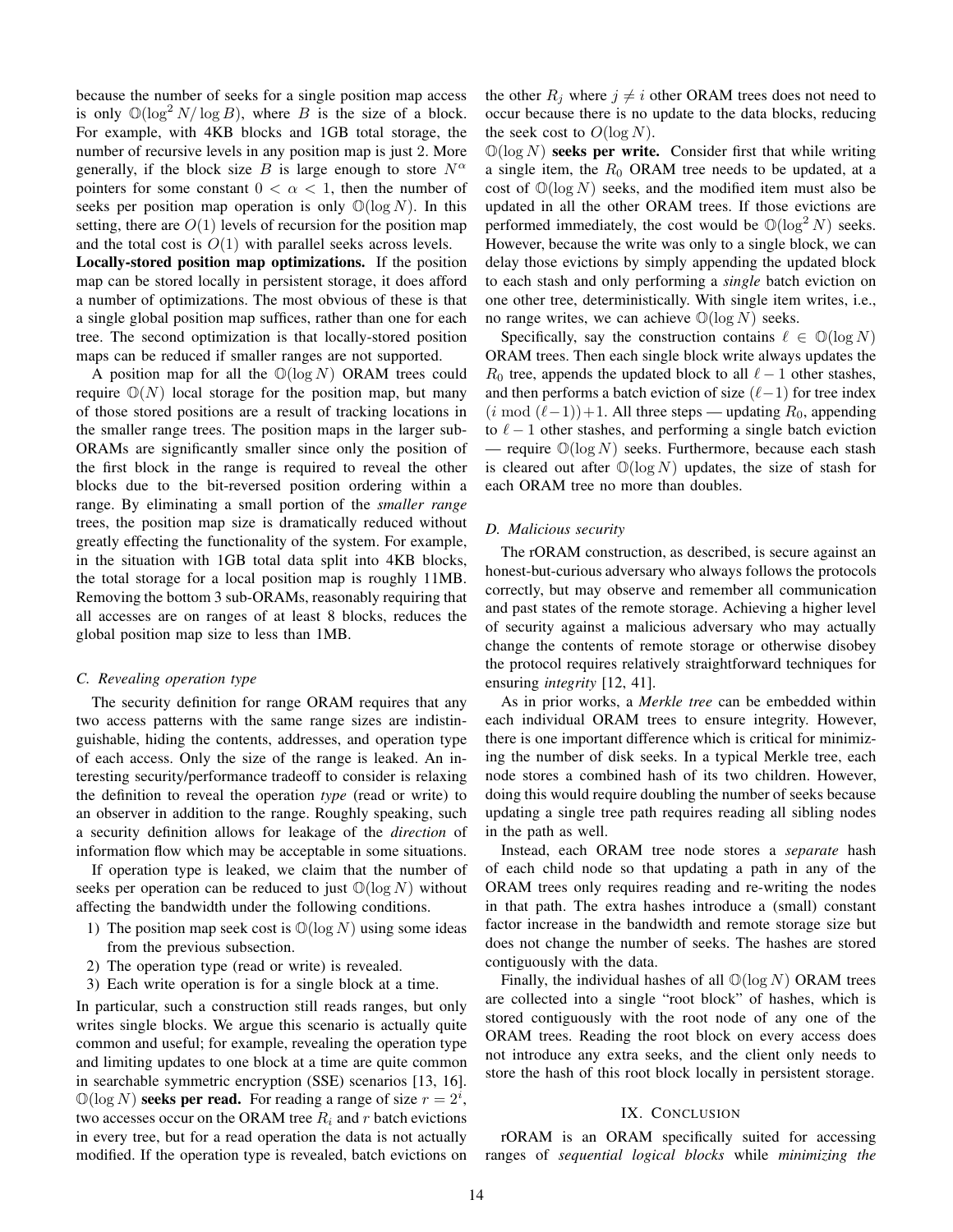because the number of seeks for a single position map access is only $\mathbb{O}(\log^2 N/\log B)$, where $B$ is the size of a block. For example, with 4KB blocks and 1GB total storage, the number of recursive levels in any position map is just 2. More generally, if the block size $B$ is large enough to store $N^\alpha$ pointers for some constant $0 < \alpha < 1$, then the number of seeks per position map operation is only $\mathbb{O}(\log N)$. In this setting, there are $O(1)$ levels of recursion for the position map and the total cost is $O(1)$ with parallel seeks across levels.

**Locally-stored position map optimizations.** If the position map can be stored locally in persistent storage, it does afford a number of optimizations. The most obvious of these is that a single global position map suffices, rather than one for each tree. The second optimization is that locally-stored position maps can be reduced if smaller ranges are not supported.

A position map for all the $\mathbb{O}(\log N)$ ORAM trees could require $\mathbb{O}(N)$ local storage for the position map, but many of those stored positions are a result of tracking locations in the smaller range trees. The position maps in the larger sub-ORAMs are significantly smaller since only the position of the first block in the range is required to reveal the other blocks due to the bit-reversed position ordering within a range. By eliminating a small portion of the *smaller range* trees, the position map size is dramatically reduced without greatly effecting the functionality of the system. For example, in the situation with 1GB total data split into 4KB blocks, the total storage for a local position map is roughly 11MB. Removing the bottom 3 sub-ORAMs, reasonably requiring that all accesses are on ranges of at least 8 blocks, reduces the global position map size to less than 1MB.

### C. Revealing operation type

The security definition for range ORAM requires that any two access patterns with the same range sizes are indistinguishable, hiding the contents, addresses, and operation type of each access. Only the size of the range is leaked. An interesting security/performance tradeoff to consider is relaxing the definition to reveal the operation *type* (read or write) to an observer in addition to the range. Roughly speaking, such a security definition allows for leakage of the *direction* of information flow which may be acceptable in some situations.

If operation type is leaked, we claim that the number of seeks per operation can be reduced to just $\mathbb{O}(\log N)$ without affecting the bandwidth under the following conditions.

1) The position map seek cost is $\mathbb{O}(\log N)$ using some ideas from the previous subsection.
2) The operation type (read or write) is revealed.
3) Each write operation is for a single block at a time.

In particular, such a construction still reads ranges, but only writes single blocks. We argue this scenario is actually quite common and useful; for example, revealing the operation type and limiting updates to one block at a time are quite common in searchable symmetric encryption (SSE) scenarios [13, 16].

$\mathbb{O}(\log N)$ **seeks per read.** For reading a range of size $r = 2^i$, two accesses occur on the ORAM tree $R_i$ and $r$ batch evictions in every tree, but for a read operation the data is not actually modified. If the operation type is revealed, batch evictions on the other $R_j$ where $j \neq i$ other ORAM trees does not need to occur because there is no update to the data blocks, reducing the seek cost to $O(\log N)$.

$\mathbb{O}(\log N)$ **seeks per write.** Consider first that while writing a single item, the $R_0$ ORAM tree needs to be updated, at a cost of $\mathbb{O}(\log N)$ seeks, and the modified item must also be updated in all the other ORAM trees. If those evictions are performed immediately, the cost would be $\mathbb{O}(\log^2 N)$ seeks. However, because the write was only to a single block, we can delay those evictions by simply appending the updated block to each stash and only performing a *single* batch eviction on one other tree, deterministically. With single item writes, i.e., no range writes, we can achieve $\mathbb{O}(\log N)$ seeks.

Specifically, say the construction contains $\ell \in \mathbb{O}(\log N)$ ORAM trees. Then each single block write always updates the $R_0$ tree, appends the updated block to all $\ell - 1$ other stashes, and then performs a batch eviction of size $(\ell - 1)$ for tree index $(i \bmod (\ell - 1)) + 1$. All three steps — updating $R_0$, appending to $\ell - 1$ other stashes, and performing a single batch eviction — require $\mathbb{O}(\log N)$ seeks. Furthermore, because each stash is cleared out after $\mathbb{O}(\log N)$ updates, the size of stash for each ORAM tree no more than doubles.

### D. Malicious security

The rORAM construction, as described, is secure against an honest-but-curious adversary who always follows the protocols correctly, but may observe and remember all communication and past states of the remote storage. Achieving a higher level of security against a malicious adversary who may actually change the contents of remote storage or otherwise disobey the protocol requires relatively straightforward techniques for ensuring *integrity* [12, 41].

As in prior works, a *Merkle tree* can be embedded within each individual ORAM trees to ensure integrity. However, there is one important difference which is critical for minimizing the number of disk seeks. In a typical Merkle tree, each node stores a combined hash of its two children. However, doing this would require doubling the number of seeks because updating a single tree path requires reading all sibling nodes in the path as well.

Instead, each ORAM tree node stores a *separate* hash of each child node so that updating a path in any of the ORAM trees only requires reading and re-writing the nodes in that path. The extra hashes introduce a (small) constant factor increase in the bandwidth and remote storage size but does not change the number of seeks. The hashes are stored contiguously with the data.

Finally, the individual hashes of all $\mathbb{O}(\log N)$ ORAM trees are collected into a single "root block" of hashes, which is stored contiguously with the root node of any one of the ORAM trees. Reading the root block on every access does not introduce any extra seeks, and the client only needs to store the hash of this root block locally in persistent storage.

## IX. Conclusion

rORAM is an ORAM specifically suited for accessing ranges of *sequential logical blocks* while *minimizing the*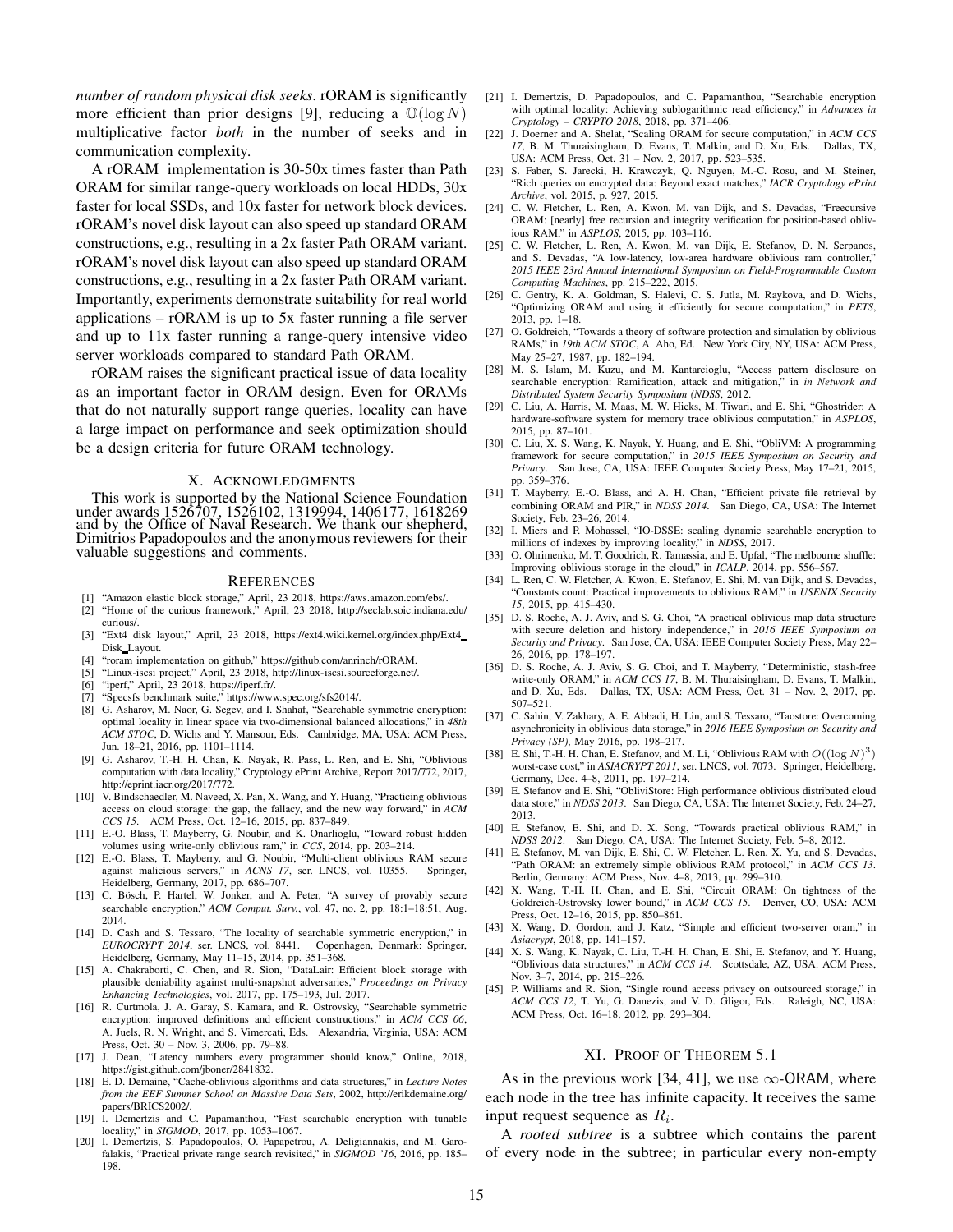*number of random physical disk seeks*. rORAM is significantly more efficient than prior designs [9], reducing a $\mathbb{O}(\log N)$ multiplicative factor *both* in the number of seeks and in communication complexity.

A rORAM implementation is 30-50x times faster than Path ORAM for similar range-query workloads on local HDDs, 30x faster for local SSDs, and 10x faster for network block devices. rORAM's novel disk layout can also speed up standard ORAM constructions, e.g., resulting in a 2x faster Path ORAM variant. rORAM's novel disk layout can also speed up standard ORAM constructions, e.g., resulting in a 2x faster Path ORAM variant. Importantly, experiments demonstrate suitability for real world applications – rORAM is up to 5x faster running a file server and up to 11x faster running a range-query intensive video server workloads compared to standard Path ORAM.

rORAM raises the significant practical issue of data locality as an important factor in ORAM design. Even for ORAMs that do not naturally support range queries, locality can have a large impact on performance and seek optimization should be a design criteria for future ORAM technology.

## X. Acknowledgments

This work is supported by the National Science Foundation under awards 1526707, 1526102, 1319994, 1406177, 1618269 and by the Office of Naval Research. We thank our shepherd, Dimitrios Papadopoulos and the anonymous reviewers for their valuable suggestions and comments.

## References

[1] "Amazon elastic block storage," April, 23 2018, https://aws.amazon.com/ebs/.
[2] "Home of the curious framework," April, 23 2018, http://seclab.soic.indiana.edu/curious/.
[3] "Ext4 disk layout," April, 23 2018, https://ext4.wiki.kernel.org/index.php/Ext4_Disk_Layout.
[4] "roram implementation on github," https://github.com/anrinch/rORAM.
[5] "Linux-iscsi project," April, 23 2018, http://linux-iscsi.sourceforge.net/.
[6] "iperf," April, 23 2018, https://iperf.fr/.
[7] "Specsfs benchmark suite," https://www.spec.org/sfs2014/.
[8] G. Asharov, M. Naor, G. Segev, and I. Shahaf, "Searchable symmetric encryption: optimal locality in linear space via two-dimensional balanced allocations," in *48th ACM STOC*, D. Wichs and Y. Mansour, Eds. Cambridge, MA, USA: ACM Press, Jun. 18–21, 2016, pp. 1101–1114.
[9] G. Asharov, T.-H. H. Chan, K. Nayak, R. Pass, L. Ren, and E. Shi, "Oblivious computation with data locality," Cryptology ePrint Archive, Report 2017/772, 2017, http://eprint.iacr.org/2017/772.
[10] V. Bindschaedler, M. Naveed, X. Pan, X. Wang, and Y. Huang, "Practicing oblivious access on cloud storage: the gap, the fallacy, and the new way forward," in *ACM CCS 15*. ACM Press, Oct. 12–16, 2015, pp. 837–849.
[11] E.-O. Blass, T. Mayberry, G. Noubir, and K. Onarlioglu, "Toward robust hidden volumes using write-only oblivious ram," in *CCS*, 2014, pp. 203–214.
[12] E.-O. Blass, T. Mayberry, and G. Noubir, "Multi-client oblivious RAM secure against malicious servers," in *ACNS 17*, ser. LNCS, vol. 10355. Springer, Heidelberg, Germany, 2017, pp. 686–707.
[13] C. Bösch, P. Hartel, W. Jonker, and A. Peter, "A survey of provably secure searchable encryption," *ACM Comput. Surv.*, vol. 47, no. 2, pp. 18:1–18:51, Aug. 2014.
[14] D. Cash and S. Tessaro, "The locality of searchable symmetric encryption," in *EUROCRYPT 2014*, ser. LNCS, vol. 8441. Copenhagen, Denmark: Springer, Heidelberg, Germany, May 11–15, 2014, pp. 351–368.
[15] A. Chakraborti, C. Chen, and R. Sion, "DataLair: Efficient block storage with plausible deniability against multi-snapshot adversaries," *Proceedings on Privacy Enhancing Technologies*, vol. 2017, pp. 175–193, Jul. 2017.
[16] R. Curtmola, J. A. Garay, S. Kamara, and R. Ostrovsky, "Searchable symmetric encryption: improved definitions and efficient constructions," in *ACM CCS 06*, A. Juels, R. N. Wright, and S. Vimercati, Eds. Alexandria, Virginia, USA: ACM Press, Oct. 30 – Nov. 3, 2006, pp. 79–88.
[17] J. Dean, "Latency numbers every programmer should know," Online, 2018, https://gist.github.com/jboner/2841832.
[18] E. D. Demaine, "Cache-oblivious algorithms and data structures," in *Lecture Notes from the EEF Summer School on Massive Data Sets*, 2002, http://erikdemaine.org/papers/BRICS2002/.
[19] I. Demertzis and C. Papamanthou, "Fast searchable encryption with tunable locality," in *SIGMOD*, 2017, pp. 1053–1067.
[20] I. Demertzis, S. Papadopoulos, O. Papapetrou, A. Deligiannakis, and M. Garofalakis, "Practical private range search revisited," in *SIGMOD '16*, 2016, pp. 185–198.
[21] I. Demertzis, D. Papadopoulos, and C. Papamanthou, "Searchable encryption with optimal locality: Achieving sublogarithmic read efficiency," in *Advances in Cryptology – CRYPTO 2018*, 2018, pp. 371–406.
[22] J. Doerner and A. Shelat, "Scaling ORAM for secure computation," in *ACM CCS 17*, B. M. Thuraisingham, D. Evans, T. Malkin, and D. Xu, Eds. Dallas, TX, USA: ACM Press, Oct. 31 – Nov. 2, 2017, pp. 523–535.
[23] S. Faber, S. Jarecki, H. Krawczyk, Q. Nguyen, M.-C. Rosu, and M. Steiner, "Rich queries on encrypted data: Beyond exact matches," *IACR Cryptology ePrint Archive*, vol. 2015, p. 927, 2015.
[24] C. W. Fletcher, L. Ren, A. Kwon, M. van Dijk, and S. Devadas, "Freecursive ORAM: [nearly] free recursion and integrity verification for position-based oblivious RAM," in *ASPLOS*, 2015, pp. 103–116.
[25] C. W. Fletcher, L. Ren, A. Kwon, M. van Dijk, E. Stefanov, D. N. Serpanos, and S. Devadas, "A low-latency, low-area hardware oblivious ram controller," *2015 IEEE 23rd Annual International Symposium on Field-Programmable Custom Computing Machines*, pp. 215–222, 2015.
[26] C. Gentry, K. A. Goldman, S. Halevi, C. S. Jutla, M. Raykova, and D. Wichs, "Optimizing ORAM and using it efficiently for secure computation," in *PETS*, 2013, pp. 1–18.
[27] O. Goldreich, "Towards a theory of software protection and simulation by oblivious RAMs," in *19th ACM STOC*, A. Aho, Ed. New York City, NY, USA: ACM Press, May 25–27, 1987, pp. 182–194.
[28] M. S. Islam, M. Kuzu, and M. Kantarcioglu, "Access pattern disclosure on searchable encryption: Ramification, attack and mitigation," in *in Network and Distributed System Security Symposium (NDSS*, 2012.
[29] C. Liu, A. Harris, M. Maas, M. W. Hicks, M. Tiwari, and E. Shi, "Ghostrider: A hardware-software system for memory trace oblivious computation," in *ASPLOS*, 2015, pp. 87–101.
[30] C. Liu, X. S. Wang, K. Nayak, Y. Huang, and E. Shi, "ObliVM: A programming framework for secure computation," in *2015 IEEE Symposium on Security and Privacy*. San Jose, CA, USA: IEEE Computer Society Press, May 17–21, 2015, pp. 359–376.
[31] T. Mayberry, E.-O. Blass, and A. H. Chan, "Efficient private file retrieval by combining ORAM and PIR," in *NDSS 2014*. San Diego, CA, USA: The Internet Society, Feb. 23–26, 2014.
[32] I. Miers and P. Mohassel, "IO-DSSE: scaling dynamic searchable encryption to millions of indexes by improving locality," in *NDSS*, 2017.
[33] O. Ohrimenko, M. T. Goodrich, R. Tamassia, and E. Upfal, "The melbourne shuffle: Improving oblivious storage in the cloud," in *ICALP*, 2014, pp. 556–567.
[34] L. Ren, C. W. Fletcher, A. Kwon, E. Stefanov, E. Shi, M. van Dijk, and S. Devadas, "Constants count: Practical improvements to oblivious RAM," in *USENIX Security 15*, 2015, pp. 415–430.
[35] D. S. Roche, A. J. Aviv, and S. G. Choi, "A practical oblivious map data structure with secure deletion and history independence," in *2016 IEEE Symposium on Security and Privacy*. San Jose, CA, USA: IEEE Computer Society Press, May 22–26, 2016, pp. 178–197.
[36] D. S. Roche, A. J. Aviv, S. G. Choi, and T. Mayberry, "Deterministic, stash-free write-only ORAM," in *ACM CCS 17*, B. M. Thuraisingham, D. Evans, T. Malkin, and D. Xu, Eds. Dallas, TX, USA: ACM Press, Oct. 31 – Nov. 2, 2017, pp. 507–521.
[37] C. Sahin, V. Zakhary, A. E. Abbadi, H. Lin, and S. Tessaro, "Taostore: Overcoming asynchronicity in oblivious data storage," in *2016 IEEE Symposium on Security and Privacy (SP)*, May 2016, pp. 198–217.
[38] E. Shi, T.-H. H. Chan, E. Stefanov, and M. Li, "Oblivious RAM with $O((\log N)^3)$ worst-case cost," in *ASIACRYPT 2011*, ser. LNCS, vol. 7073. Springer, Heidelberg, Germany, Dec. 4–8, 2011, pp. 197–214.
[39] E. Stefanov and E. Shi, "ObliviStore: High performance oblivious distributed cloud data store," in *NDSS 2013*. San Diego, CA, USA: The Internet Society, Feb. 24–27, 2013.
[40] E. Stefanov, E. Shi, and D. X. Song, "Towards practical oblivious RAM," in *NDSS 2012*. San Diego, CA, USA: The Internet Society, Feb. 5–8, 2012.
[41] E. Stefanov, M. van Dijk, E. Shi, C. W. Fletcher, L. Ren, X. Yu, and S. Devadas, "Path ORAM: an extremely simple oblivious RAM protocol," in *ACM CCS 13*. Berlin, Germany: ACM Press, Nov. 4–8, 2013, pp. 299–310.
[42] X. Wang, T.-H. H. Chan, and E. Shi, "Circuit ORAM: On tightness of the Goldreich-Ostrovsky lower bound," in *ACM CCS 15*. Denver, CO, USA: ACM Press, Oct. 12–16, 2015, pp. 850–861.
[43] X. Wang, D. Gordon, and J. Katz, "Simple and efficient two-server oram," in *Asiacrypt*, 2018, pp. 141–157.
[44] X. S. Wang, K. Nayak, C. Liu, T.-H. H. Chan, E. Shi, E. Stefanov, and Y. Huang, "Oblivious data structures," in *ACM CCS 14*. Scottsdale, AZ, USA: ACM Press, Nov. 3–7, 2014, pp. 215–226.
[45] P. Williams and R. Sion, "Single round access privacy on outsourced storage," in *ACM CCS 12*, T. Yu, G. Danezis, and V. D. Gligor, Eds. Raleigh, NC, USA: ACM Press, Oct. 16–18, 2012, pp. 293–304.

## XI. Proof of Theorem 5.1

As in the previous work [34, 41], we use $\infty$-ORAM, where each node in the tree has infinite capacity. It receives the same input request sequence as $R_i$.

A *rooted subtree* is a subtree which contains the parent of every node in the subtree; in particular every non-empty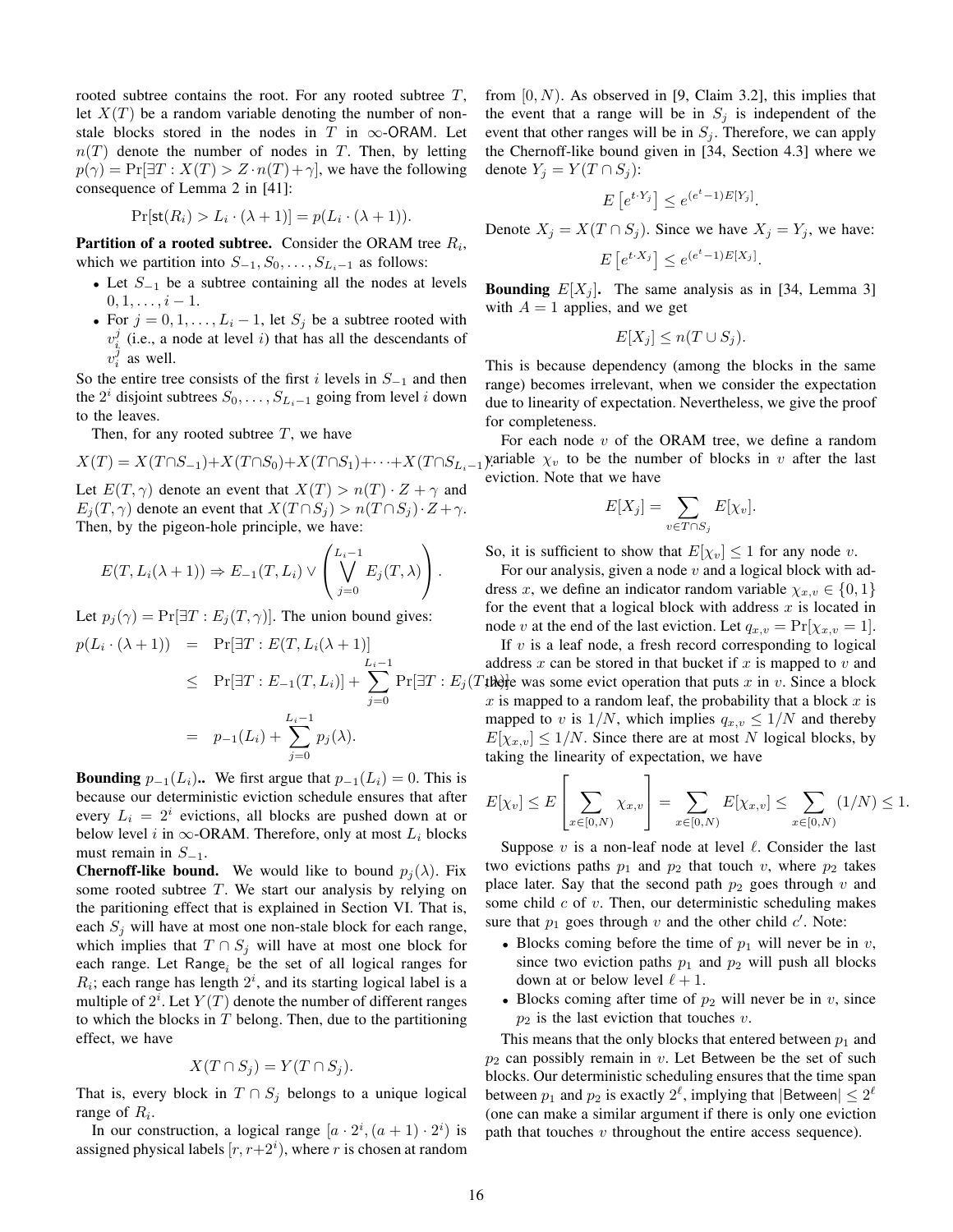rooted subtree contains the root. For any rooted subtree $T$, let $X(T)$ be a random variable denoting the number of non-stale blocks stored in the nodes in $T$ in $\infty$-ORAM. Let $n(T)$ denote the number of nodes in $T$. Then, by letting $p(\gamma) = \Pr[\exists T : X(T) > Z \cdot n(T) + \gamma]$, we have the following consequence of Lemma 2 in [41]:

$$\Pr[\mathsf{st}(R_i) > L_i \cdot (\lambda + 1)] = p(L_i \cdot (\lambda + 1)).$$

**Partition of a rooted subtree.** Consider the ORAM tree $R_i$, which we partition into $S_{-1}, S_0, \ldots, S_{L_i - 1}$ as follows:

- Let $S_{-1}$ be a subtree containing all the nodes at levels $0, 1, \ldots, i-1$.
- For $j = 0, 1, \ldots, L_i - 1$, let $S_j$ be a subtree rooted with $v_i^j$ (i.e., a node at level $i$) that has all the descendants of $v_i^j$ as well.

So the entire tree consists of the first $i$ levels in $S_{-1}$ and then the $2^i$ disjoint subtrees $S_0, \ldots, S_{L_i - 1}$ going from level $i$ down to the leaves.

Then, for any rooted subtree $T$, we have

$$X(T) = X(T \cap S_{-1}) + X(T \cap S_0) + X(T \cap S_1) + \cdots + X(T \cap S_{L_i - 1}).$$

Let $E(T, \gamma)$ denote an event that $X(T) > n(T) \cdot Z + \gamma$ and $E_j(T, \gamma)$ denote an event that $X(T \cap S_j) > n(T \cap S_j) \cdot Z + \gamma$. Then, by the pigeon-hole principle, we have:

$$E(T, L_i(\lambda + 1)) \Rightarrow E_{-1}(T, L_i) \vee \left( \bigvee_{j=0}^{L_i - 1} E_j(T, \lambda) \right).$$

Let $p_j(\gamma) = \Pr[\exists T : E_j(T, \gamma)]$. The union bound gives:

$$\begin{aligned}
p(L_i \cdot (\lambda + 1)) &= \Pr[\exists T : E(T, L_i(\lambda + 1)] \\
&\leq \Pr[\exists T : E_{-1}(T, L_i)] + \sum_{j=0}^{L_i - 1} \Pr[\exists T : E_j(T, \lambda)] \\
&= p_{-1}(L_i) + \sum_{j=0}^{L_i - 1} p_j(\lambda).
\end{aligned}$$

**Bounding $p_{-1}(L_i)$..** We first argue that $p_{-1}(L_i) = 0$. This is because our deterministic eviction schedule ensures that after every $L_i = 2^i$ evictions, all blocks are pushed down at or below level $i$ in $\infty$-ORAM. Therefore, only at most $L_i$ blocks must remain in $S_{-1}$.

**Chernoff-like bound.** We would like to bound $p_j(\lambda)$. Fix some rooted subtree $T$. We start our analysis by relying on the paritioning effect that is explained in Section VI. That is, each $S_j$ will have at most one non-stale block for each range, which implies that $T \cap S_j$ will have at most one block for each range. Let $\mathsf{Range}_i$ be the set of all logical ranges for $R_i$; each range has length $2^i$, and its starting logical label is a multiple of $2^i$. Let $Y(T)$ denote the number of different ranges to which the blocks in $T$ belong. Then, due to the partitioning effect, we have

$$X(T \cap S_j) = Y(T \cap S_j).$$

That is, every block in $T \cap S_j$ belongs to a unique logical range of $R_i$.

In our construction, a logical range $[a \cdot 2^i, (a+1) \cdot 2^i)$ is assigned physical labels $[r, r + 2^i)$, where $r$ is chosen at random from $[0, N)$. As observed in [9, Claim 3.2], this implies that the event that a range will be in $S_j$ is independent of the event that other ranges will be in $S_j$. Therefore, we can apply the Chernoff-like bound given in [34, Section 4.3] where we denote $Y_j = Y(T \cap S_j)$:

$$E\left[e^{t \cdot Y_j}\right] \leq e^{(e^t - 1) E[Y_j]}.$$

Denote $X_j = X(T \cap S_j)$. Since we have $X_j = Y_j$, we have:

$$E\left[e^{t \cdot X_j}\right] \leq e^{(e^t - 1) E[X_j]}.$$

**Bounding $E[X_j]$.** The same analysis as in [34, Lemma 3] with $A = 1$ applies, and we get

$$E[X_j] \leq n(T \cup S_j).$$

This is because dependency (among the blocks in the same range) becomes irrelevant, when we consider the expectation due to linearity of expectation. Nevertheless, we give the proof for completeness.

For each node $v$ of the ORAM tree, we define a random variable $\chi_v$ to be the number of blocks in $v$ after the last eviction. Note that we have

$$E[X_j] = \sum_{v \in T \cap S_j} E[\chi_v].$$

So, it is sufficient to show that $E[\chi_v] \leq 1$ for any node $v$.

For our analysis, given a node $v$ and a logical block with address $x$, we define an indicator random variable $\chi_{x,v} \in \{0, 1\}$ for the event that a logical block with address $x$ is located in node $v$ at the end of the last eviction. Let $q_{x,v} = \Pr[\chi_{x,v} = 1]$.

If $v$ is a leaf node, a fresh record corresponding to logical address $x$ can be stored in that bucket if $x$ is mapped to $v$ and there was some evict operation that puts $x$ in $v$. Since a block $x$ is mapped to a random leaf, the probability that a block $x$ is mapped to $v$ is $1/N$, which implies $q_{x,v} \leq 1/N$ and thereby $E[\chi_{x,v}] \leq 1/N$. Since there are at most $N$ logical blocks, by taking the linearity of expectation, we have

$$E[\chi_v] \leq E\left[\sum_{x \in [0,N)} \chi_{x,v}\right] = \sum_{x \in [0,N)} E[\chi_{x,v}] \leq \sum_{x \in [0,N)} (1/N) \leq 1.$$

Suppose $v$ is a non-leaf node at level $\ell$. Consider the last two evictions paths $p_1$ and $p_2$ that touch $v$, where $p_2$ takes place later. Say that the second path $p_2$ goes through $v$ and some child $c$ of $v$. Then, our deterministic scheduling makes sure that $p_1$ goes through $v$ and the other child $c'$. Note:

- Blocks coming before the time of $p_1$ will never be in $v$, since two eviction paths $p_1$ and $p_2$ will push all blocks down at or below level $\ell + 1$.
- Blocks coming after time of $p_2$ will never be in $v$, since $p_2$ is the last eviction that touches $v$.

This means that the only blocks that entered between $p_1$ and $p_2$ can possibly remain in $v$. Let $\mathsf{Between}$ be the set of such blocks. Our deterministic scheduling ensures that the time span between $p_1$ and $p_2$ is exactly $2^\ell$, implying that $|\mathsf{Between}| \leq 2^\ell$ (one can make a similar argument if there is only one eviction path that touches $v$ throughout the entire access sequence).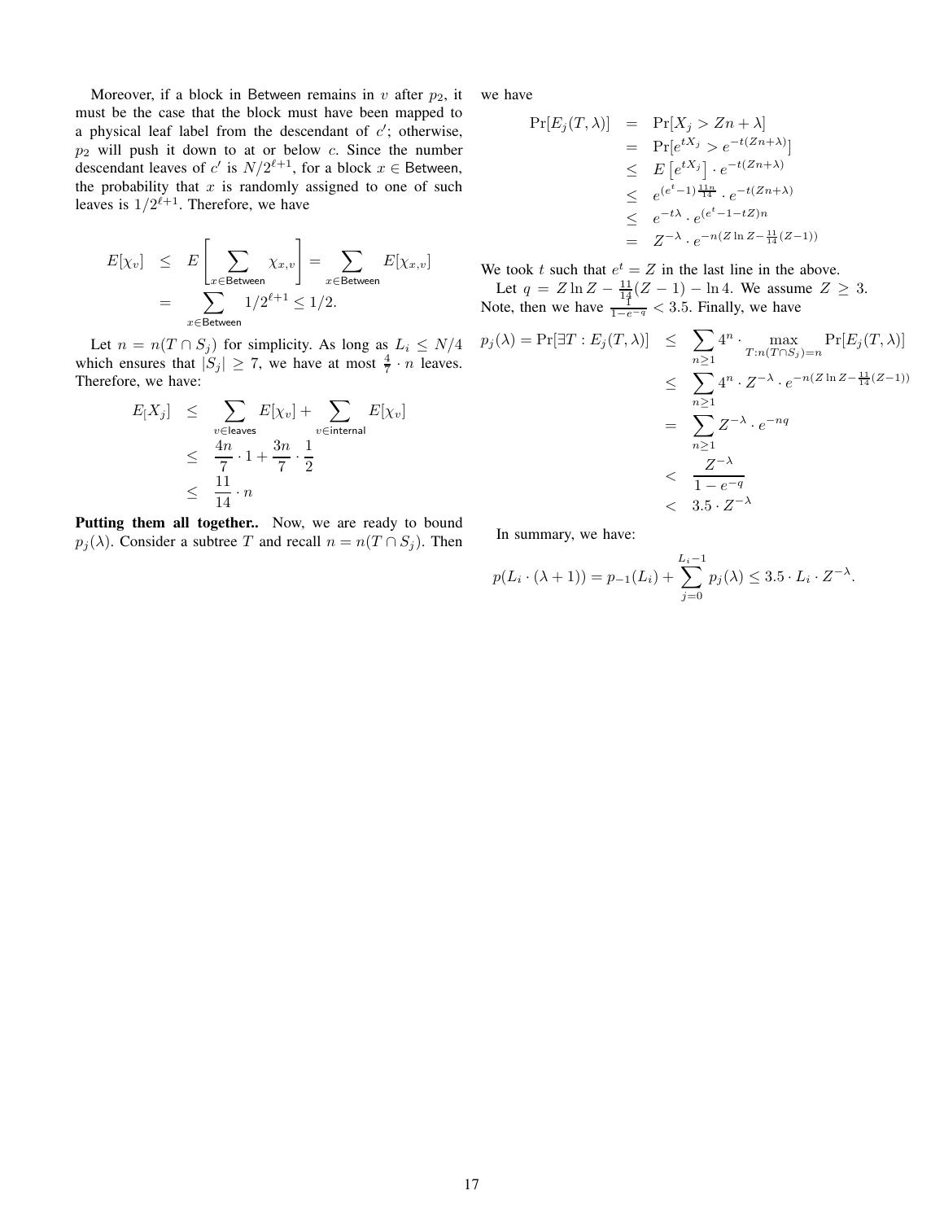Moreover, if a block in Between remains in $v$ after $p_2$, it must be the case that the block must have been mapped to a physical leaf label from the descendant of $c'$; otherwise, $p_2$ will push it down to at or below $c$. Since the number descendant leaves of $c'$ is $N/2^{\ell+1}$, for a block $x \in \textsf{Between}$, the probability that $x$ is randomly assigned to one of such leaves is $1/2^{\ell+1}$. Therefore, we have

$$
\begin{aligned}
E[\chi_v] &\leq E\left[\sum_{x \in \textsf{Between}} \chi_{x,v}\right] = \sum_{x \in \textsf{Between}} E[\chi_{x,v}] \\
&= \sum_{x \in \textsf{Between}} 1/2^{\ell+1} \leq 1/2.
\end{aligned}
$$

Let $n = n(T \cap S_j)$ for simplicity. As long as $L_i \leq N/4$ which ensures that $|S_j| \geq 7$, we have at most $\frac{4}{7} \cdot n$ leaves. Therefore, we have:

$$
\begin{aligned}
E_[X_j] &\leq \sum_{v \in \textsf{leaves}} E[\chi_v] + \sum_{v \in \textsf{internal}} E[\chi_v] \\
&\leq \frac{4n}{7} \cdot 1 + \frac{3n}{7} \cdot \frac{1}{2} \\
&\leq \frac{11}{14} \cdot n
\end{aligned}
$$

**Putting them all together..** Now, we are ready to bound $p_j(\lambda)$. Consider a subtree $T$ and recall $n = n(T \cap S_j)$. Then we have

$$
\begin{aligned}
\Pr[E_j(T, \lambda)] &= \Pr[X_j > Zn + \lambda] \\
&= \Pr[e^{tX_j} > e^{-t(Zn+\lambda)}] \\
&\leq E\left[e^{tX_j}\right] \cdot e^{-t(Zn+\lambda)} \\
&\leq e^{(e^t-1)\frac{11n}{14}} \cdot e^{-t(Zn+\lambda)} \\
&\leq e^{-t\lambda} \cdot e^{(e^t-1-tZ)n} \\
&= Z^{-\lambda} \cdot e^{-n(Z\ln Z - \frac{11}{14}(Z-1))}
\end{aligned}
$$

We took $t$ such that $e^t = Z$ in the last line in the above.

Let $q = Z \ln Z - \frac{11}{14}(Z-1) - \ln 4$. We assume $Z \geq 3$. Note, then we have $\frac{1}{1-e^{-q}} < 3.5$. Finally, we have

$$
\begin{aligned}
p_j(\lambda) = \Pr[\exists T : E_j(T, \lambda)] &\leq \sum_{n \geq 1} 4^n \cdot \max_{T : n(T \cap S_j) = n} \Pr[E_j(T, \lambda)] \\
&\leq \sum_{n \geq 1} 4^n \cdot Z^{-\lambda} \cdot e^{-n(Z\ln Z - \frac{11}{14}(Z-1))} \\
&= \sum_{n \geq 1} Z^{-\lambda} \cdot e^{-nq} \\
&< \frac{Z^{-\lambda}}{1 - e^{-q}} \\
&< 3.5 \cdot Z^{-\lambda}
\end{aligned}
$$

In summary, we have:

$$
p(L_i \cdot (\lambda + 1)) = p_{-1}(L_i) + \sum_{j=0}^{L_i - 1} p_j(\lambda) \leq 3.5 \cdot L_i \cdot Z^{-\lambda}.
$$